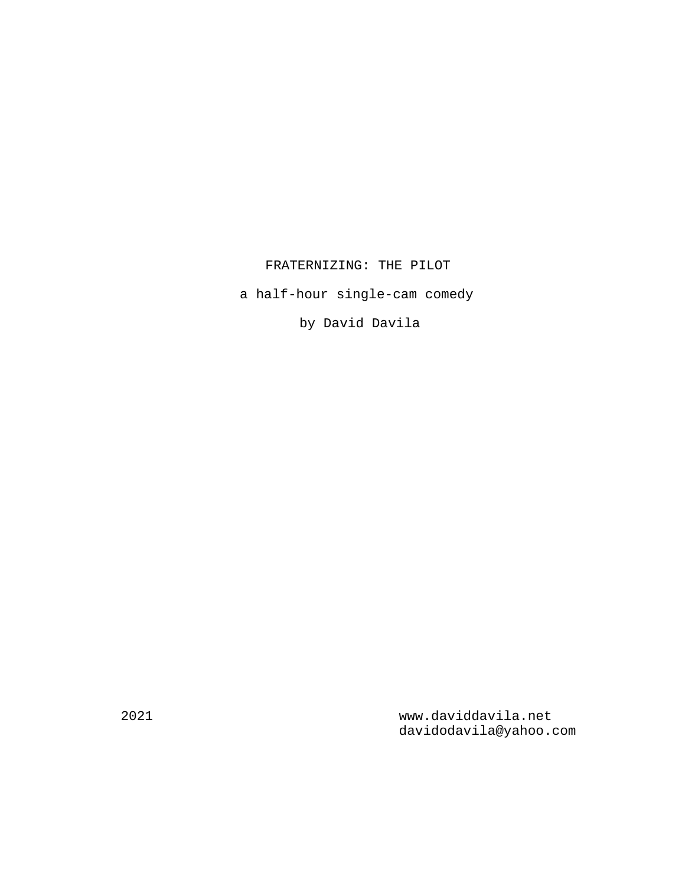# FRATERNIZING: THE PILOT

a half-hour single-cam comedy

by David Davila

2021

www.daviddavila.net
davidodavila@yahoo.com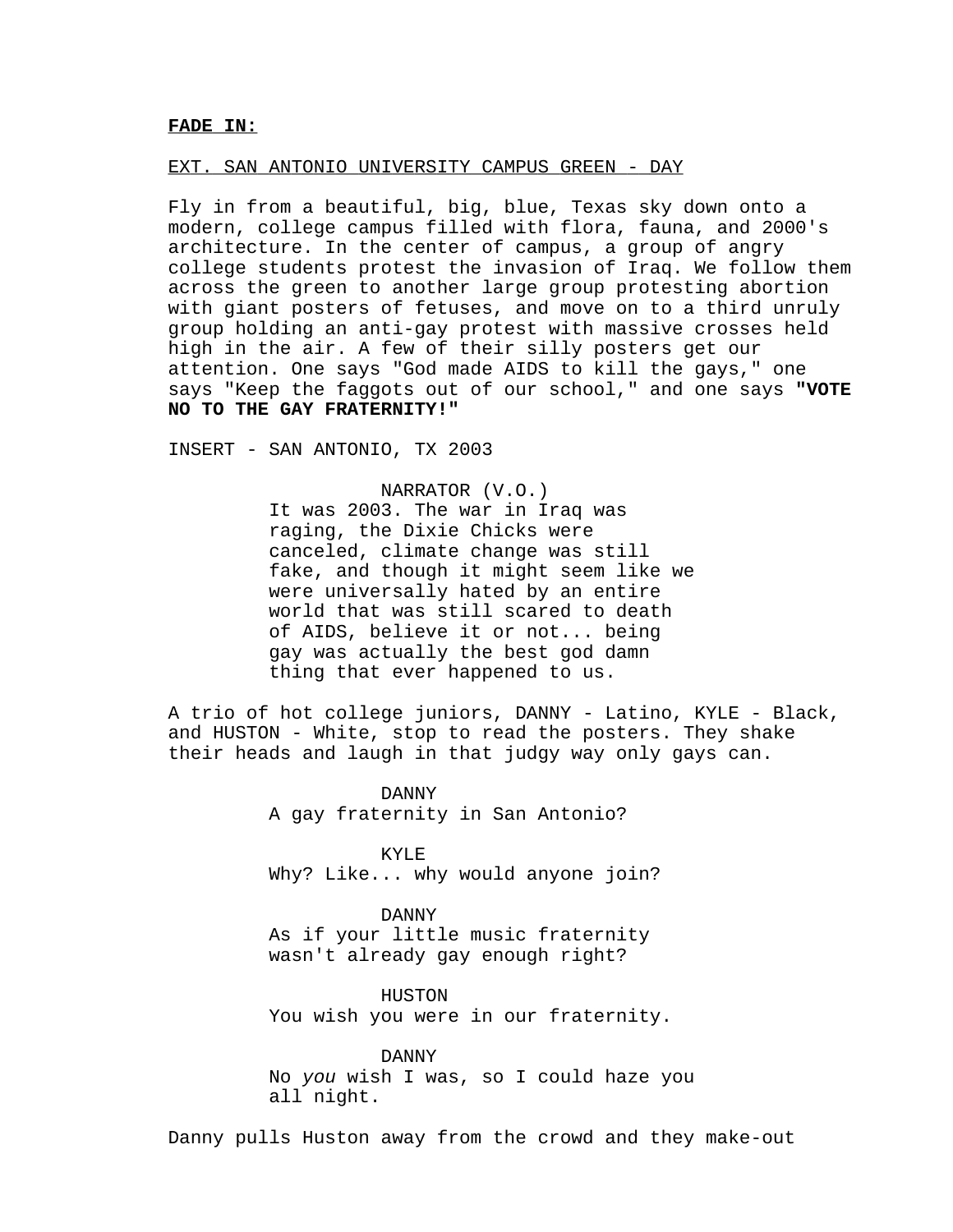**FADE IN:**

EXT. SAN ANTONIO UNIVERSITY CAMPUS GREEN - DAY

Fly in from a beautiful, big, blue, Texas sky down onto a modern, college campus filled with flora, fauna, and 2000's architecture. In the center of campus, a group of angry college students protest the invasion of Iraq. We follow them across the green to another large group protesting abortion with giant posters of fetuses, and move on to a third unruly group holding an anti-gay protest with massive crosses held high in the air. A few of their silly posters get our attention. One says "God made AIDS to kill the gays," one says "Keep the faggots out of our school," and one says **"VOTE NO TO THE GAY FRATERNITY!"**

INSERT - SAN ANTONIO, TX 2003

NARRATOR (V.O.)
It was 2003. The war in Iraq was raging, the Dixie Chicks were canceled, climate change was still fake, and though it might seem like we were universally hated by an entire world that was still scared to death of AIDS, believe it or not... being gay was actually the best god damn thing that ever happened to us.

A trio of hot college juniors, DANNY - Latino, KYLE - Black, and HUSTON - White, stop to read the posters. They shake their heads and laugh in that judgy way only gays can.

DANNY
A gay fraternity in San Antonio?

KYLE
Why? Like... why would anyone join?

DANNY
As if your little music fraternity wasn't already gay enough right?

HUSTON
You wish you were in our fraternity.

DANNY
No *you* wish I was, so I could haze you all night.

Danny pulls Huston away from the crowd and they make-out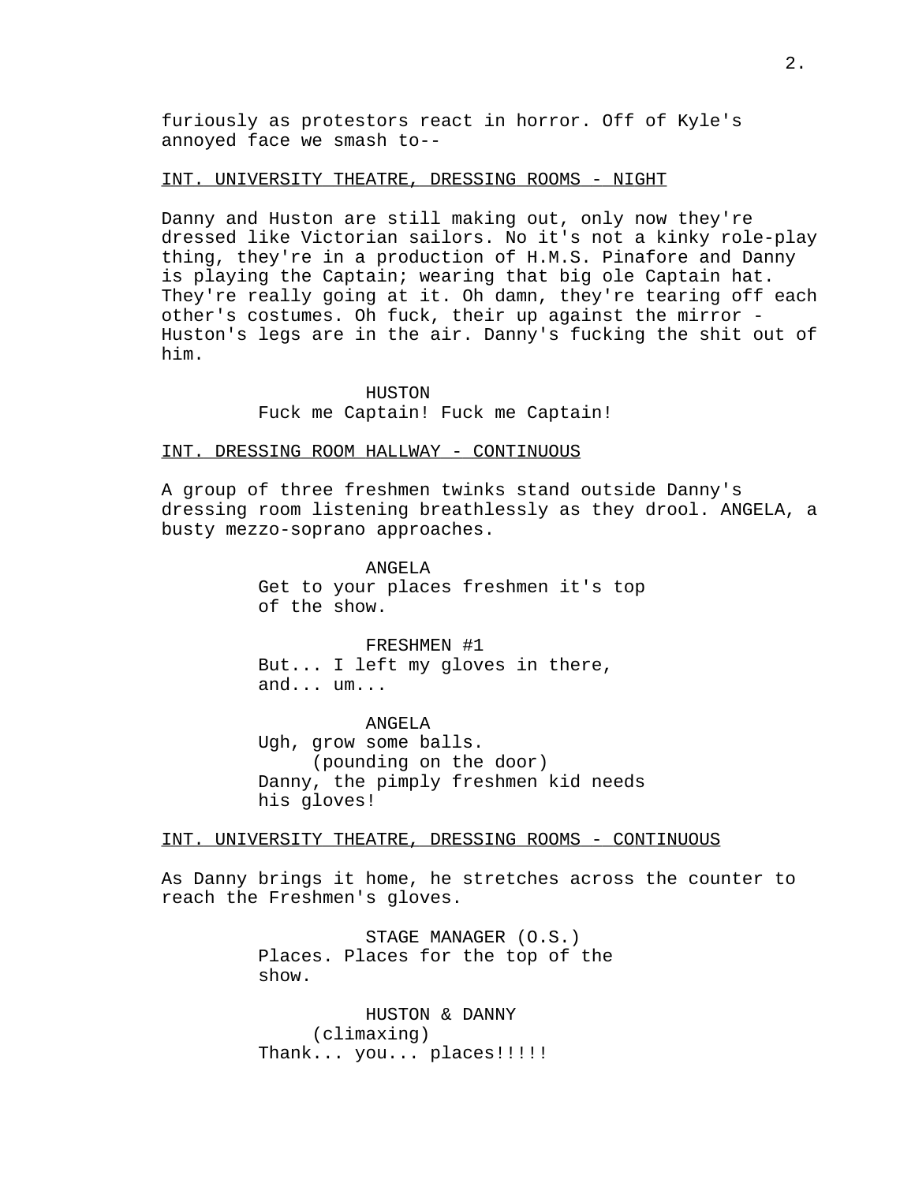furiously as protestors react in horror. Off of Kyle's annoyed face we smash to--

INT. UNIVERSITY THEATRE, DRESSING ROOMS - NIGHT

Danny and Huston are still making out, only now they're dressed like Victorian sailors. No it's not a kinky role-play thing, they're in a production of H.M.S. Pinafore and Danny is playing the Captain; wearing that big ole Captain hat. They're really going at it. Oh damn, they're tearing off each other's costumes. Oh fuck, their up against the mirror - Huston's legs are in the air. Danny's fucking the shit out of him.

HUSTON
Fuck me Captain! Fuck me Captain!

INT. DRESSING ROOM HALLWAY - CONTINUOUS

A group of three freshmen twinks stand outside Danny's dressing room listening breathlessly as they drool. ANGELA, a busty mezzo-soprano approaches.

ANGELA
Get to your places freshmen it's top of the show.

FRESHMEN #1
But... I left my gloves in there, and... um...

ANGELA
Ugh, grow some balls.
(pounding on the door)
Danny, the pimply freshmen kid needs his gloves!

INT. UNIVERSITY THEATRE, DRESSING ROOMS - CONTINUOUS

As Danny brings it home, he stretches across the counter to reach the Freshmen's gloves.

STAGE MANAGER (O.S.)
Places. Places for the top of the show.

HUSTON & DANNY
(climaxing)
Thank... you... places!!!!!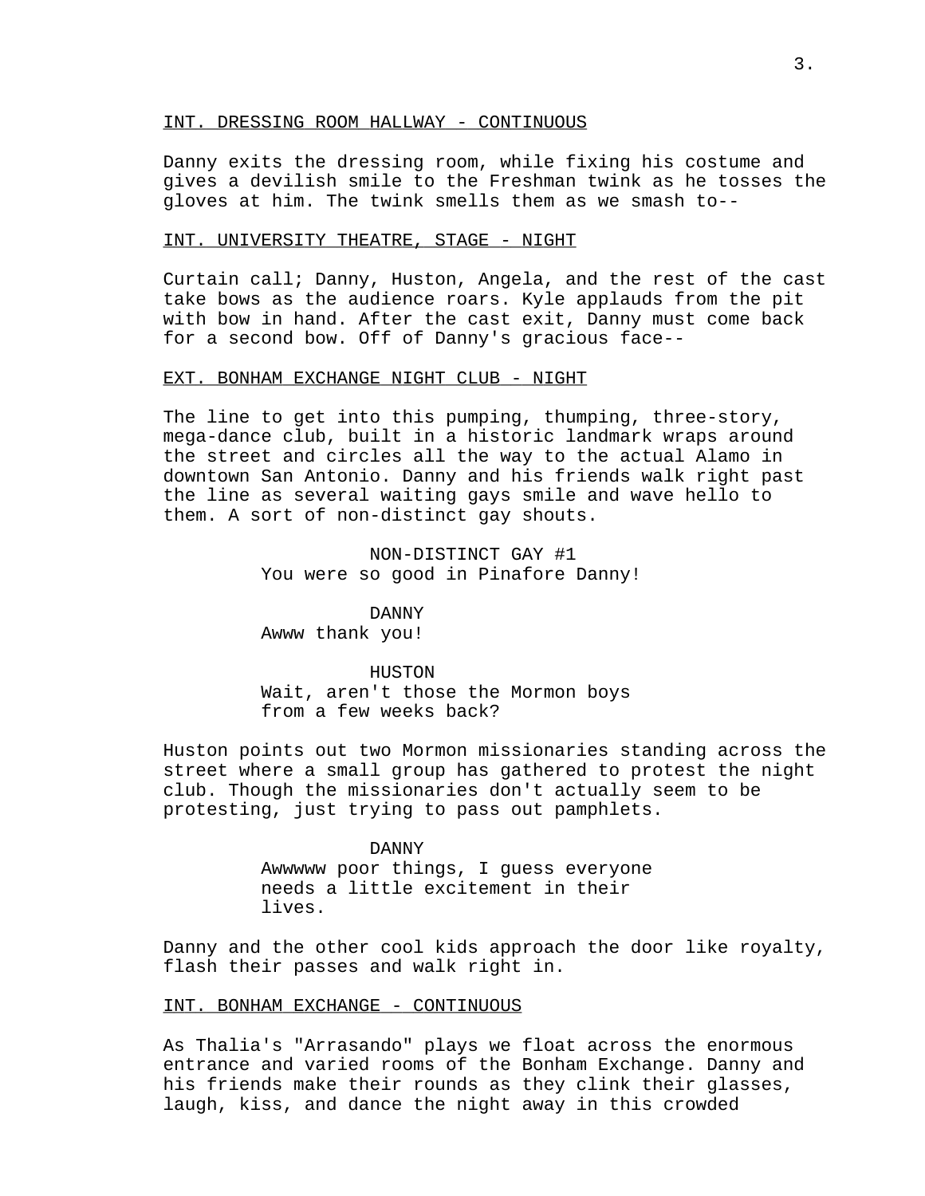INT. DRESSING ROOM HALLWAY - CONTINUOUS

Danny exits the dressing room, while fixing his costume and gives a devilish smile to the Freshman twink as he tosses the gloves at him. The twink smells them as we smash to--

INT. UNIVERSITY THEATRE, STAGE - NIGHT

Curtain call; Danny, Huston, Angela, and the rest of the cast take bows as the audience roars. Kyle applauds from the pit with bow in hand. After the cast exit, Danny must come back for a second bow. Off of Danny's gracious face--

EXT. BONHAM EXCHANGE NIGHT CLUB - NIGHT

The line to get into this pumping, thumping, three-story, mega-dance club, built in a historic landmark wraps around the street and circles all the way to the actual Alamo in downtown San Antonio. Danny and his friends walk right past the line as several waiting gays smile and wave hello to them. A sort of non-distinct gay shouts.

NON-DISTINCT GAY #1
You were so good in Pinafore Danny!

DANNY
Awww thank you!

HUSTON
Wait, aren't those the Mormon boys from a few weeks back?

Huston points out two Mormon missionaries standing across the street where a small group has gathered to protest the night club. Though the missionaries don't actually seem to be protesting, just trying to pass out pamphlets.

DANNY
Awwwww poor things, I guess everyone needs a little excitement in their lives.

Danny and the other cool kids approach the door like royalty, flash their passes and walk right in.

INT. BONHAM EXCHANGE - CONTINUOUS

As Thalia's "Arrasando" plays we float across the enormous entrance and varied rooms of the Bonham Exchange. Danny and his friends make their rounds as they clink their glasses, laugh, kiss, and dance the night away in this crowded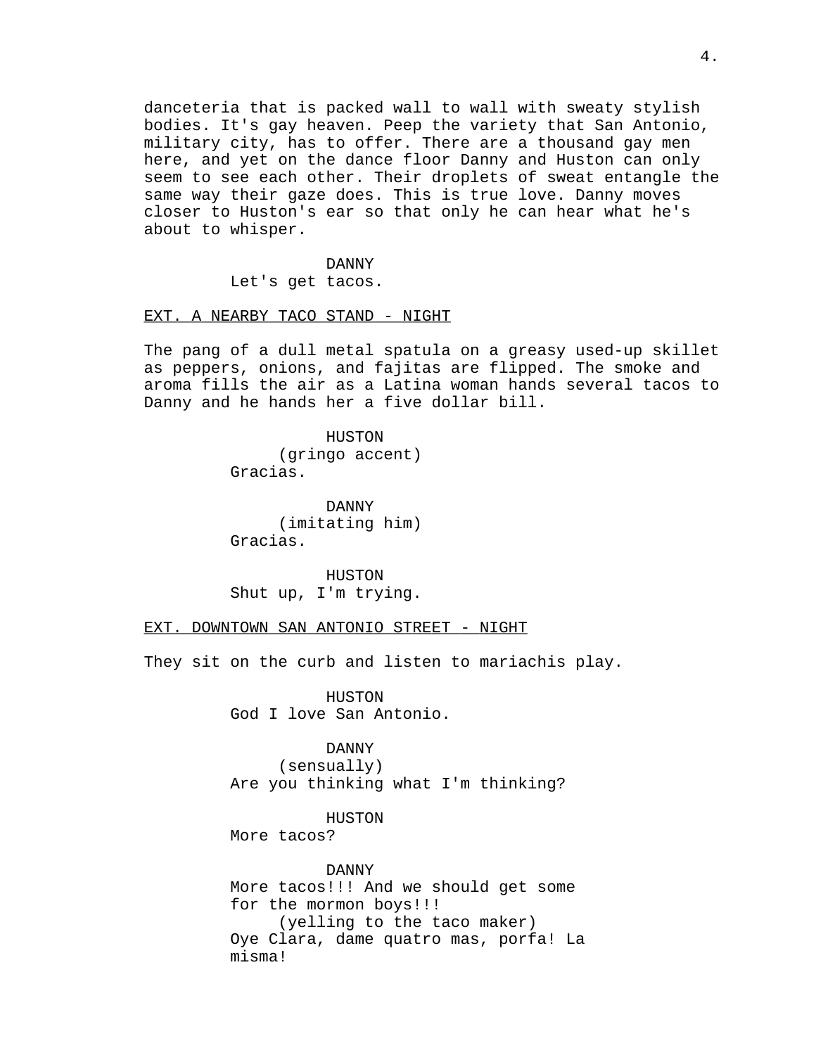danceteria that is packed wall to wall with sweaty stylish bodies. It's gay heaven. Peep the variety that San Antonio, military city, has to offer. There are a thousand gay men here, and yet on the dance floor Danny and Huston can only seem to see each other. Their droplets of sweat entangle the same way their gaze does. This is true love. Danny moves closer to Huston's ear so that only he can hear what he's about to whisper.

DANNY
Let's get tacos.

EXT. A NEARBY TACO STAND - NIGHT

The pang of a dull metal spatula on a greasy used-up skillet as peppers, onions, and fajitas are flipped. The smoke and aroma fills the air as a Latina woman hands several tacos to Danny and he hands her a five dollar bill.

HUSTON
(gringo accent)
Gracias.

DANNY
(imitating him)
Gracias.

HUSTON
Shut up, I'm trying.

EXT. DOWNTOWN SAN ANTONIO STREET - NIGHT

They sit on the curb and listen to mariachis play.

HUSTON
God I love San Antonio.

DANNY
(sensually)
Are you thinking what I'm thinking?

HUSTON
More tacos?

DANNY
More tacos!!! And we should get some for the mormon boys!!!
(yelling to the taco maker)
Oye Clara, dame quatro mas, porfa! La misma!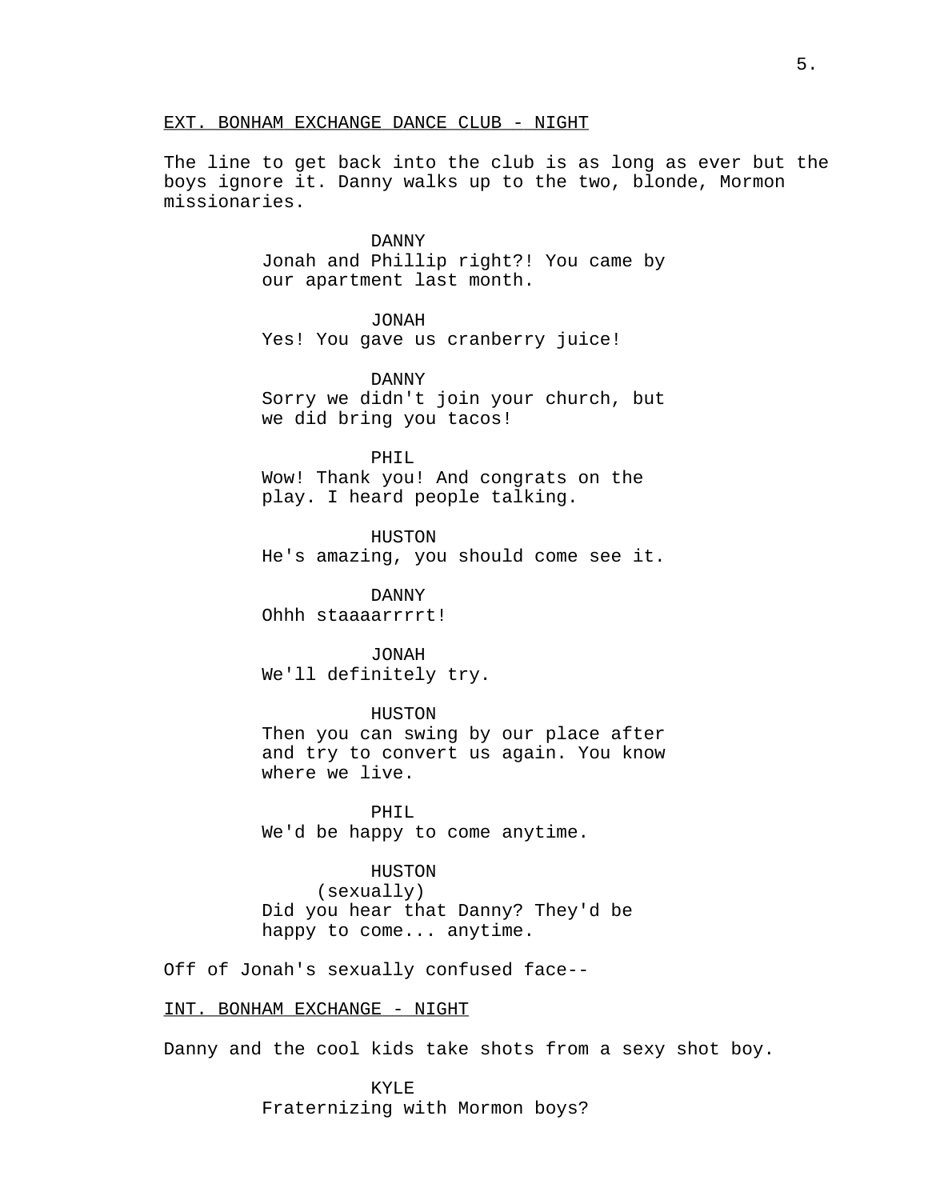EXT. BONHAM EXCHANGE DANCE CLUB - NIGHT

The line to get back into the club is as long as ever but the boys ignore it. Danny walks up to the two, blonde, Mormon missionaries.

DANNY
Jonah and Phillip right?! You came by our apartment last month.

JONAH
Yes! You gave us cranberry juice!

DANNY
Sorry we didn't join your church, but we did bring you tacos!

PHIL
Wow! Thank you! And congrats on the play. I heard people talking.

HUSTON
He's amazing, you should come see it.

DANNY
Ohhh staaaarrrrt!

JONAH
We'll definitely try.

HUSTON
Then you can swing by our place after and try to convert us again. You know where we live.

PHIL
We'd be happy to come anytime.

HUSTON
(sexually)
Did you hear that Danny? They'd be happy to come... anytime.

Off of Jonah's sexually confused face--

INT. BONHAM EXCHANGE - NIGHT

Danny and the cool kids take shots from a sexy shot boy.

KYLE
Fraternizing with Mormon boys?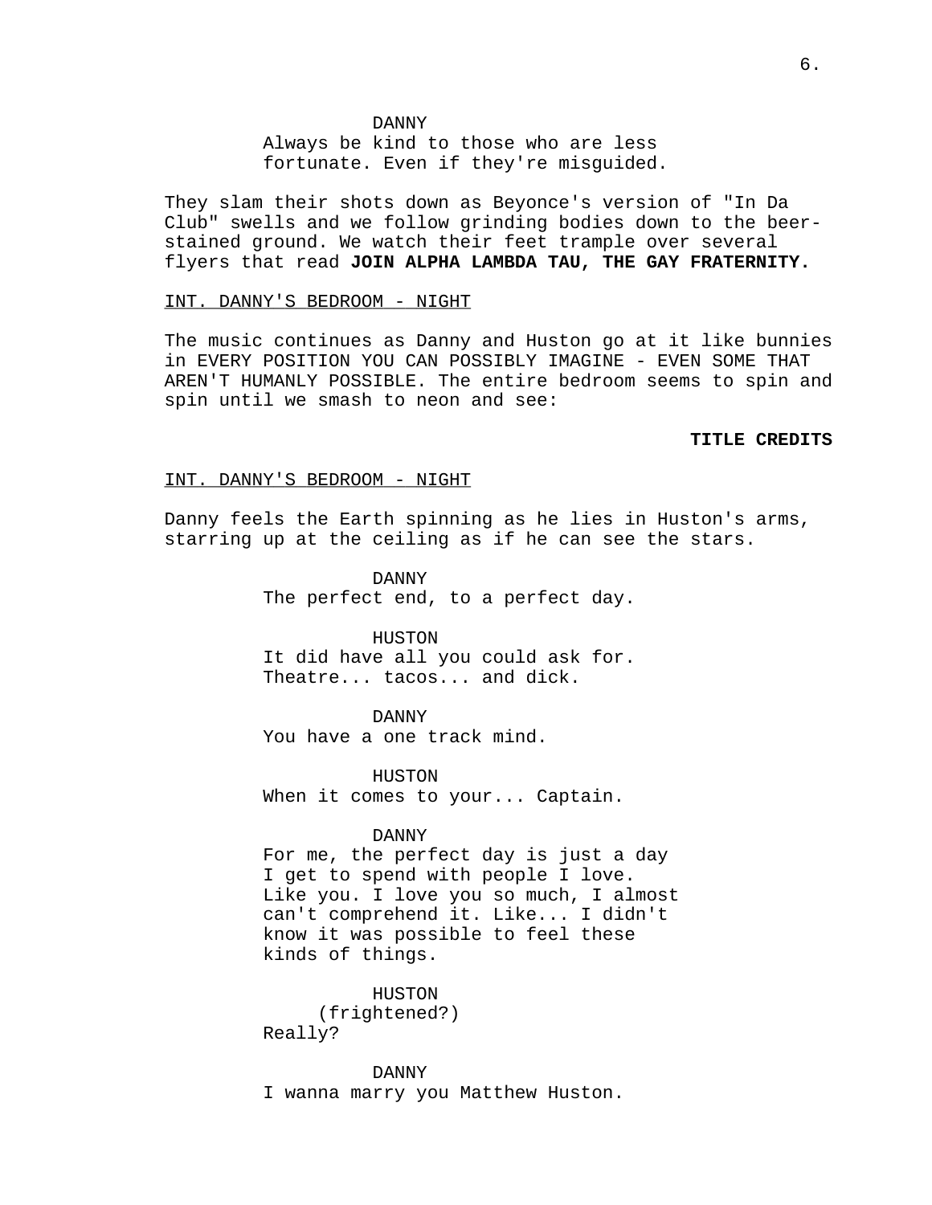DANNY
Always be kind to those who are less fortunate. Even if they're misguided.

They slam their shots down as Beyonce's version of "In Da Club" swells and we follow grinding bodies down to the beer-stained ground. We watch their feet trample over several flyers that read **JOIN ALPHA LAMBDA TAU, THE GAY FRATERNITY.**

INT. DANNY'S BEDROOM - NIGHT

The music continues as Danny and Huston go at it like bunnies in EVERY POSITION YOU CAN POSSIBLY IMAGINE - EVEN SOME THAT AREN'T HUMANLY POSSIBLE. The entire bedroom seems to spin and spin until we smash to neon and see:

**TITLE CREDITS**

INT. DANNY'S BEDROOM - NIGHT

Danny feels the Earth spinning as he lies in Huston's arms, starring up at the ceiling as if he can see the stars.

DANNY
The perfect end, to a perfect day.

HUSTON
It did have all you could ask for. Theatre... tacos... and dick.

DANNY
You have a one track mind.

HUSTON
When it comes to your... Captain.

DANNY
For me, the perfect day is just a day I get to spend with people I love. Like you. I love you so much, I almost can't comprehend it. Like... I didn't know it was possible to feel these kinds of things.

HUSTON
(frightened?)
Really?

DANNY
I wanna marry you Matthew Huston.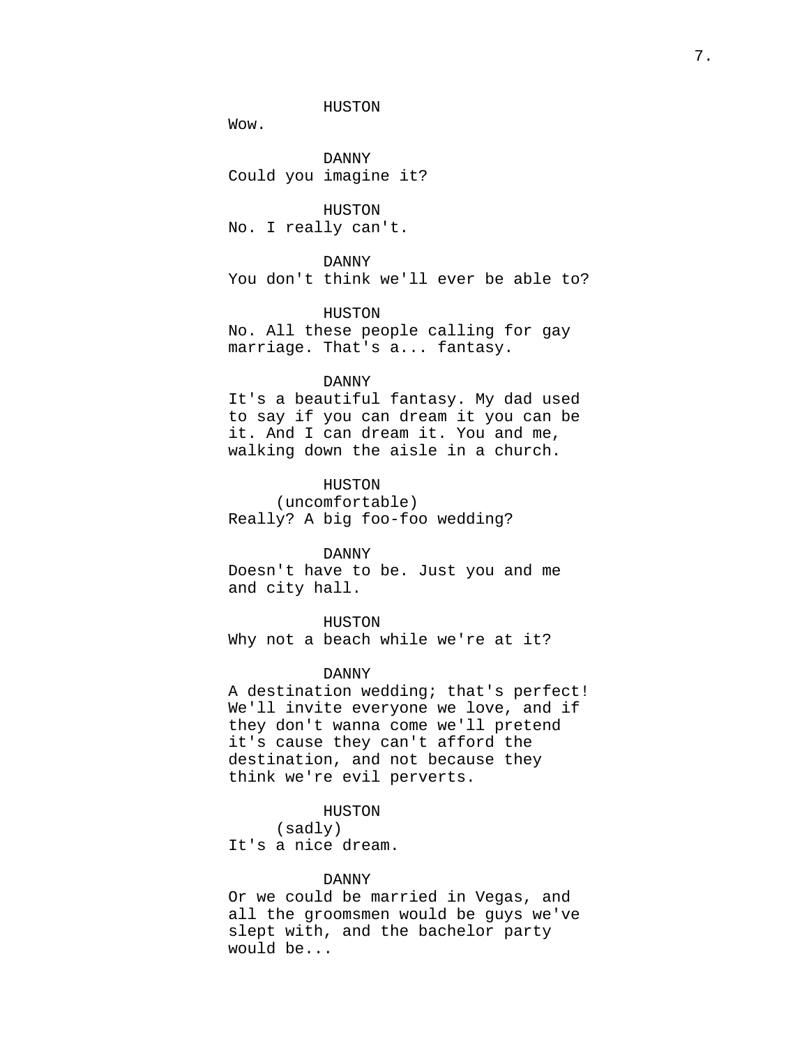HUSTON

Wow.

DANNY

Could you imagine it?

HUSTON

No. I really can't.

DANNY

You don't think we'll ever be able to?

HUSTON

No. All these people calling for gay marriage. That's a... fantasy.

DANNY

It's a beautiful fantasy. My dad used to say if you can dream it you can be it. And I can dream it. You and me, walking down the aisle in a church.

HUSTON

(uncomfortable)

Really? A big foo-foo wedding?

DANNY

Doesn't have to be. Just you and me and city hall.

HUSTON

Why not a beach while we're at it?

DANNY

A destination wedding; that's perfect! We'll invite everyone we love, and if they don't wanna come we'll pretend it's cause they can't afford the destination, and not because they think we're evil perverts.

HUSTON

(sadly)

It's a nice dream.

DANNY

Or we could be married in Vegas, and all the groomsmen would be guys we've slept with, and the bachelor party would be...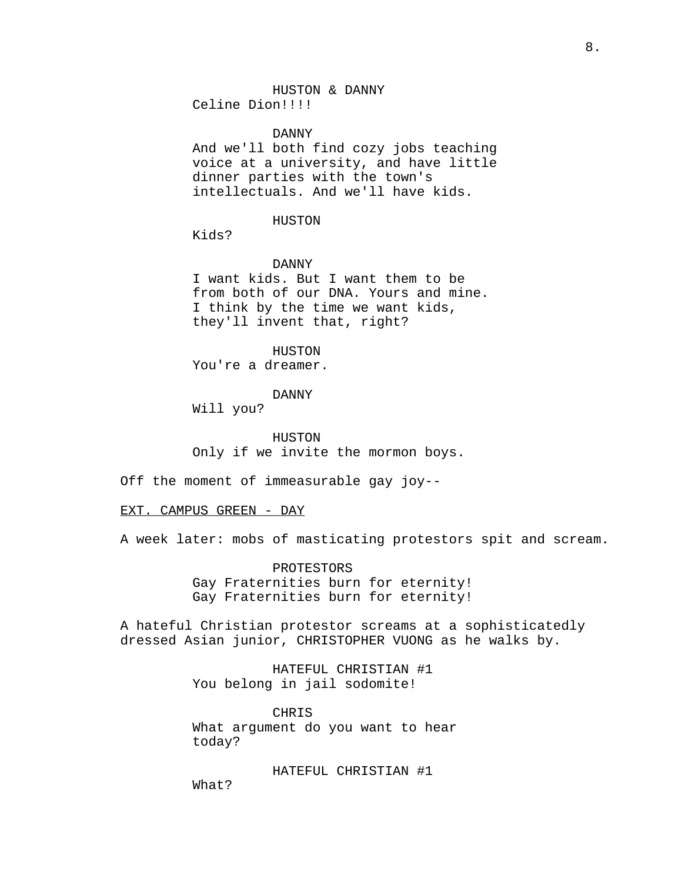HUSTON & DANNY
Celine Dion!!!!

DANNY
And we'll both find cozy jobs teaching voice at a university, and have little dinner parties with the town's intellectuals. And we'll have kids.

HUSTON
Kids?

DANNY
I want kids. But I want them to be from both of our DNA. Yours and mine. I think by the time we want kids, they'll invent that, right?

HUSTON
You're a dreamer.

DANNY
Will you?

HUSTON
Only if we invite the mormon boys.

Off the moment of immeasurable gay joy--

EXT. CAMPUS GREEN - DAY

A week later: mobs of masticating protestors spit and scream.

PROTESTORS
Gay Fraternities burn for eternity!
Gay Fraternities burn for eternity!

A hateful Christian protestor screams at a sophisticatedly dressed Asian junior, CHRISTOPHER VUONG as he walks by.

HATEFUL CHRISTIAN #1
You belong in jail sodomite!

CHRIS
What argument do you want to hear today?

HATEFUL CHRISTIAN #1
What?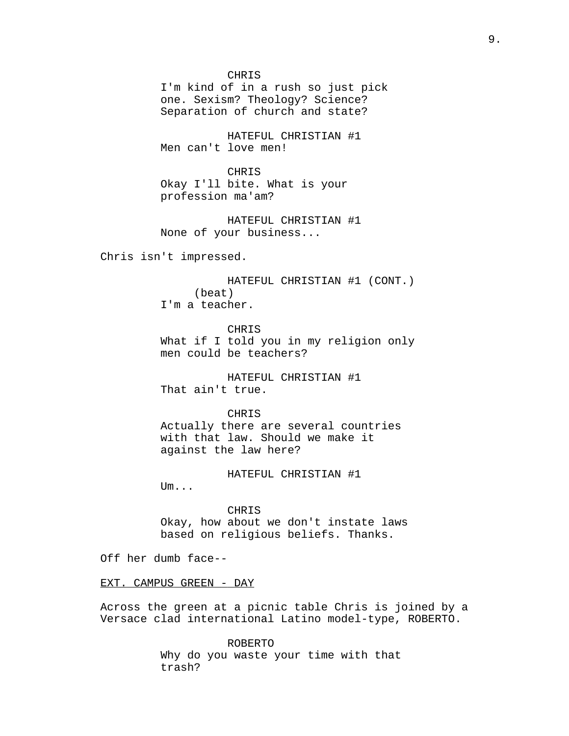CHRIS
I'm kind of in a rush so just pick one. Sexism? Theology? Science? Separation of church and state?

HATEFUL CHRISTIAN #1
Men can't love men!

CHRIS
Okay I'll bite. What is your profession ma'am?

HATEFUL CHRISTIAN #1
None of your business...

Chris isn't impressed.

HATEFUL CHRISTIAN #1 (CONT.)
(beat)
I'm a teacher.

CHRIS
What if I told you in my religion only men could be teachers?

HATEFUL CHRISTIAN #1
That ain't true.

CHRIS
Actually there are several countries with that law. Should we make it against the law here?

HATEFUL CHRISTIAN #1
Um...

CHRIS
Okay, how about we don't instate laws based on religious beliefs. Thanks.

Off her dumb face--

EXT. CAMPUS GREEN - DAY

Across the green at a picnic table Chris is joined by a Versace clad international Latino model-type, ROBERTO.

ROBERTO
Why do you waste your time with that trash?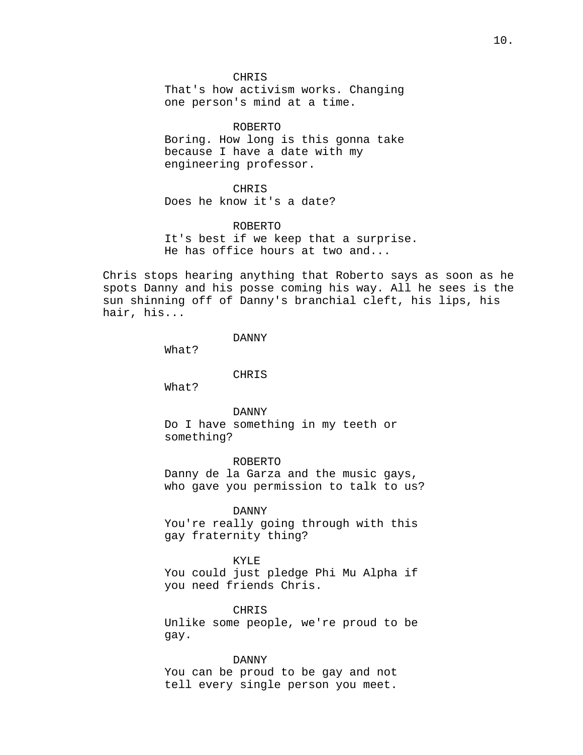CHRIS
That's how activism works. Changing one person's mind at a time.

ROBERTO
Boring. How long is this gonna take because I have a date with my engineering professor.

CHRIS
Does he know it's a date?

ROBERTO
It's best if we keep that a surprise. He has office hours at two and...

Chris stops hearing anything that Roberto says as soon as he spots Danny and his posse coming his way. All he sees is the sun shinning off of Danny's branchial cleft, his lips, his hair, his...

DANNY
What?

CHRIS
What?

DANNY
Do I have something in my teeth or something?

ROBERTO
Danny de la Garza and the music gays, who gave you permission to talk to us?

DANNY
You're really going through with this gay fraternity thing?

KYLE
You could just pledge Phi Mu Alpha if you need friends Chris.

CHRIS
Unlike some people, we're proud to be gay.

DANNY
You can be proud to be gay and not tell every single person you meet.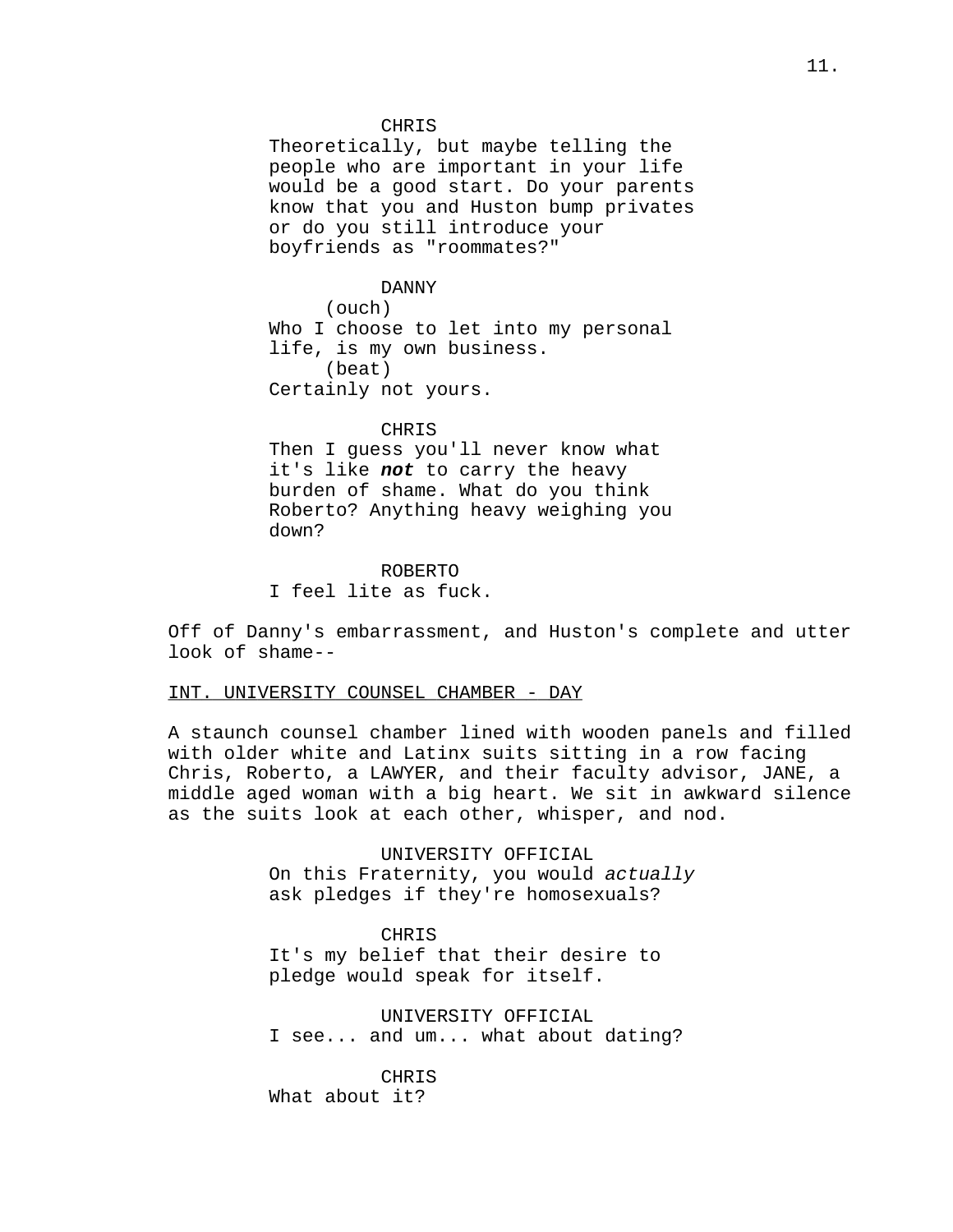CHRIS
Theoretically, but maybe telling the people who are important in your life would be a good start. Do your parents know that you and Huston bump privates or do you still introduce your boyfriends as "roommates?"

DANNY
(ouch)
Who I choose to let into my personal life, is my own business.
(beat)
Certainly not yours.

CHRIS
Then I guess you'll never know what it's like ***not*** to carry the heavy burden of shame. What do you think Roberto? Anything heavy weighing you down?

ROBERTO
I feel lite as fuck.

Off of Danny's embarrassment, and Huston's complete and utter look of shame--

INT. UNIVERSITY COUNSEL CHAMBER - DAY

A staunch counsel chamber lined with wooden panels and filled with older white and Latinx suits sitting in a row facing Chris, Roberto, a LAWYER, and their faculty advisor, JANE, a middle aged woman with a big heart. We sit in awkward silence as the suits look at each other, whisper, and nod.

UNIVERSITY OFFICIAL
On this Fraternity, you would *actually* ask pledges if they're homosexuals?

CHRIS
It's my belief that their desire to pledge would speak for itself.

UNIVERSITY OFFICIAL
I see... and um... what about dating?

CHRIS
What about it?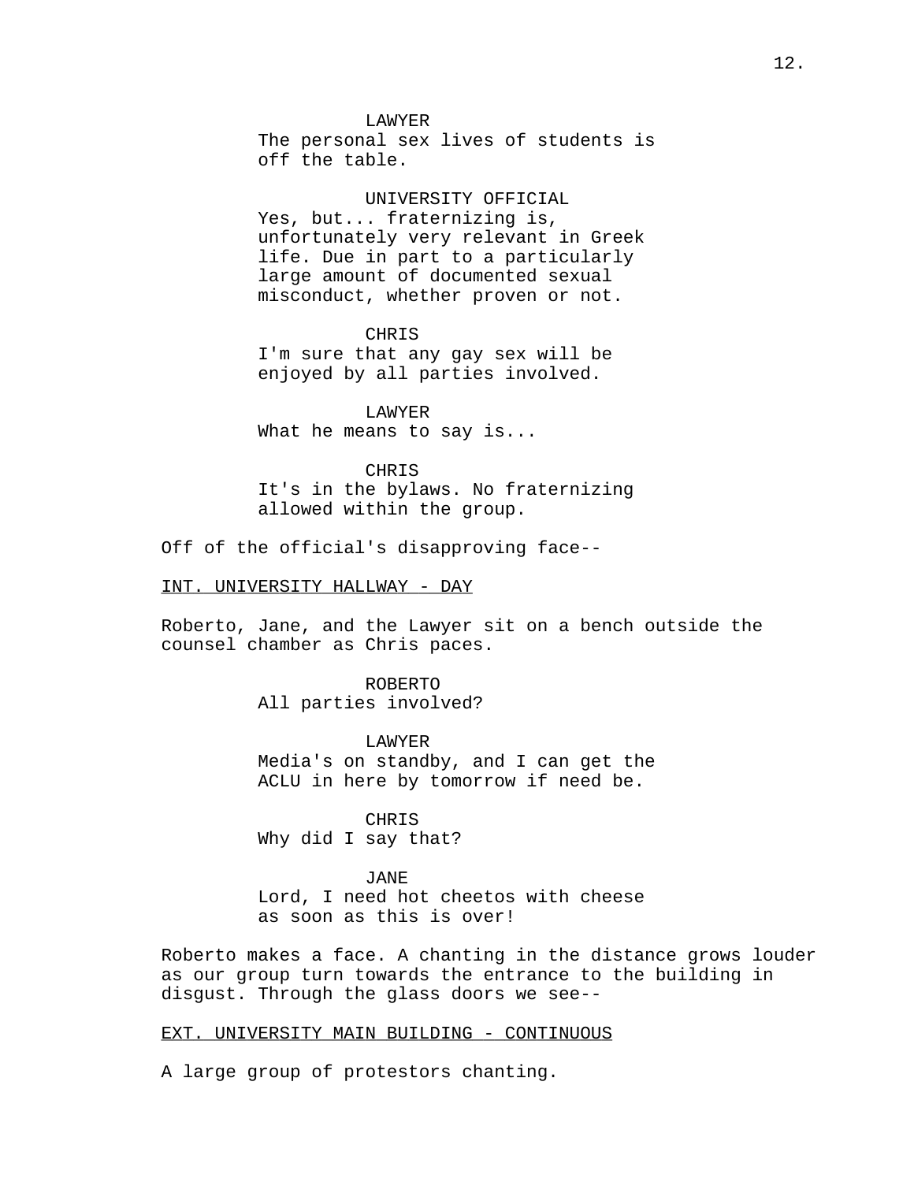LAWYER
The personal sex lives of students is off the table.

UNIVERSITY OFFICIAL
Yes, but... fraternizing is, unfortunately very relevant in Greek life. Due in part to a particularly large amount of documented sexual misconduct, whether proven or not.

CHRIS
I'm sure that any gay sex will be enjoyed by all parties involved.

LAWYER
What he means to say is...

CHRIS
It's in the bylaws. No fraternizing allowed within the group.

Off of the official's disapproving face--

INT. UNIVERSITY HALLWAY - DAY

Roberto, Jane, and the Lawyer sit on a bench outside the counsel chamber as Chris paces.

ROBERTO
All parties involved?

LAWYER
Media's on standby, and I can get the ACLU in here by tomorrow if need be.

CHRIS
Why did I say that?

JANE
Lord, I need hot cheetos with cheese as soon as this is over!

Roberto makes a face. A chanting in the distance grows louder as our group turn towards the entrance to the building in disgust. Through the glass doors we see--

EXT. UNIVERSITY MAIN BUILDING - CONTINUOUS

A large group of protestors chanting.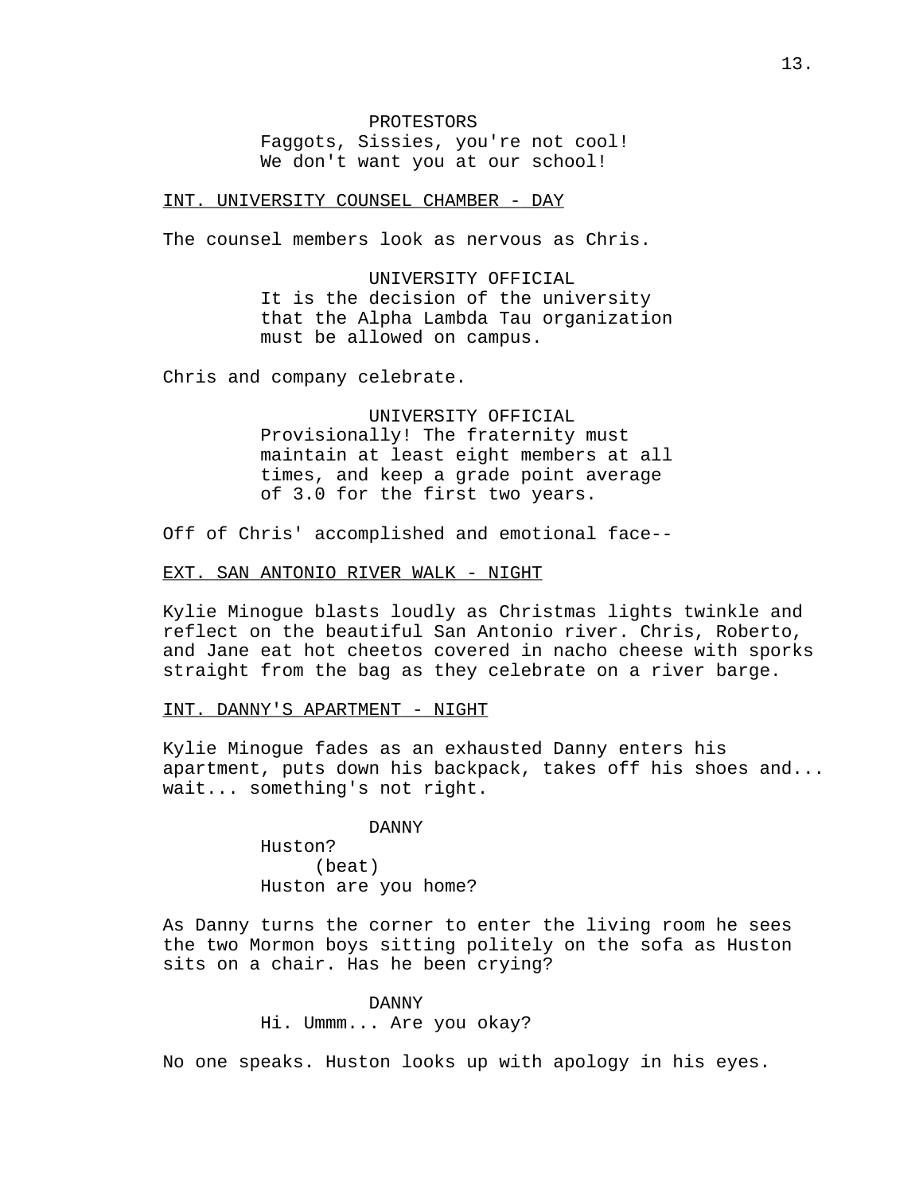PROTESTORS
Faggots, Sissies, you're not cool!
We don't want you at our school!

INT. UNIVERSITY COUNSEL CHAMBER - DAY

The counsel members look as nervous as Chris.

UNIVERSITY OFFICIAL
It is the decision of the university
that the Alpha Lambda Tau organization
must be allowed on campus.

Chris and company celebrate.

UNIVERSITY OFFICIAL
Provisionally! The fraternity must
maintain at least eight members at all
times, and keep a grade point average
of 3.0 for the first two years.

Off of Chris' accomplished and emotional face--

EXT. SAN ANTONIO RIVER WALK - NIGHT

Kylie Minogue blasts loudly as Christmas lights twinkle and
reflect on the beautiful San Antonio river. Chris, Roberto,
and Jane eat hot cheetos covered in nacho cheese with sporks
straight from the bag as they celebrate on a river barge.

INT. DANNY'S APARTMENT - NIGHT

Kylie Minogue fades as an exhausted Danny enters his
apartment, puts down his backpack, takes off his shoes and...
wait... something's not right.

DANNY
Huston?
(beat)
Huston are you home?

As Danny turns the corner to enter the living room he sees
the two Mormon boys sitting politely on the sofa as Huston
sits on a chair. Has he been crying?

DANNY
Hi. Ummm... Are you okay?

No one speaks. Huston looks up with apology in his eyes.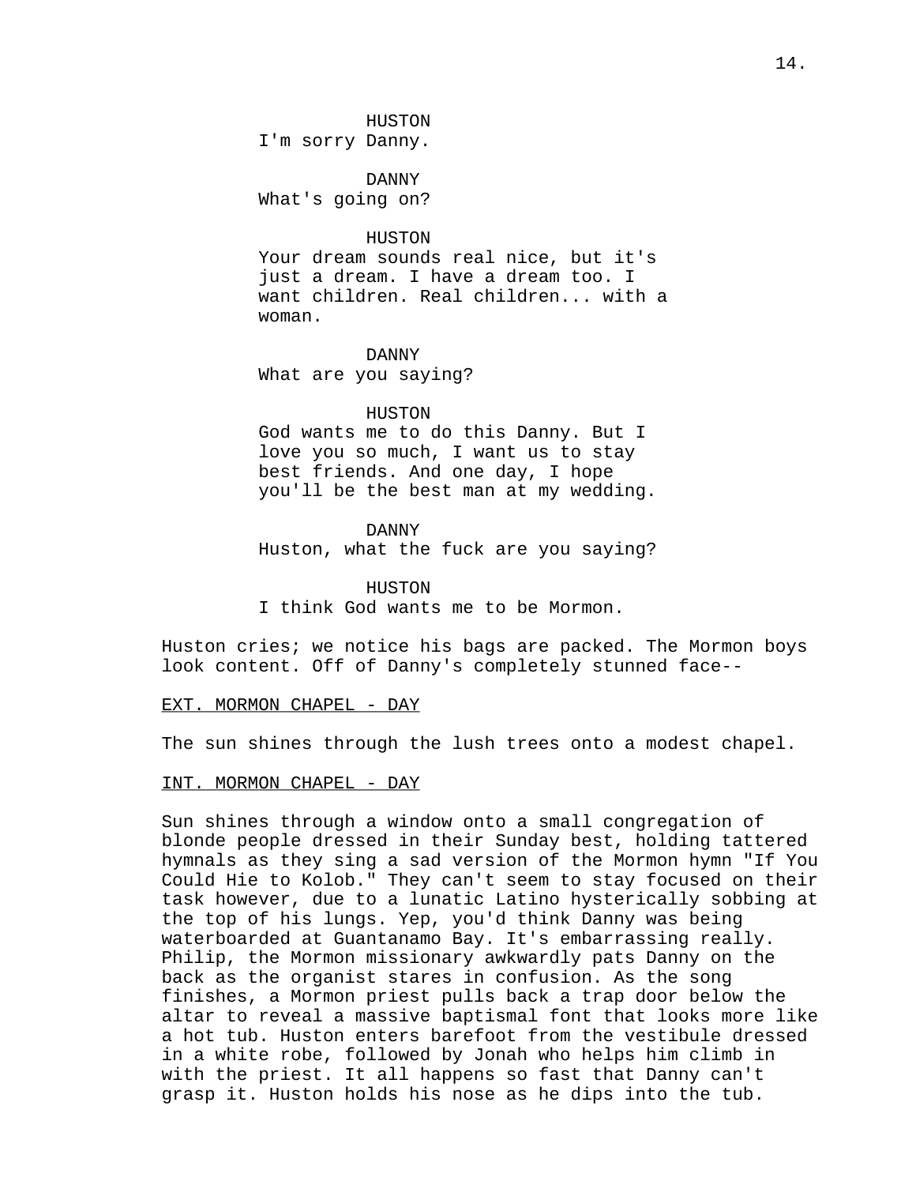HUSTON
I'm sorry Danny.

DANNY
What's going on?

HUSTON
Your dream sounds real nice, but it's just a dream. I have a dream too. I want children. Real children... with a woman.

DANNY
What are you saying?

HUSTON
God wants me to do this Danny. But I love you so much, I want us to stay best friends. And one day, I hope you'll be the best man at my wedding.

DANNY
Huston, what the fuck are you saying?

HUSTON
I think God wants me to be Mormon.

Huston cries; we notice his bags are packed. The Mormon boys look content. Off of Danny's completely stunned face--

EXT. MORMON CHAPEL - DAY

The sun shines through the lush trees onto a modest chapel.

INT. MORMON CHAPEL - DAY

Sun shines through a window onto a small congregation of blonde people dressed in their Sunday best, holding tattered hymnals as they sing a sad version of the Mormon hymn "If You Could Hie to Kolob." They can't seem to stay focused on their task however, due to a lunatic Latino hysterically sobbing at the top of his lungs. Yep, you'd think Danny was being waterboarded at Guantanamo Bay. It's embarrassing really. Philip, the Mormon missionary awkwardly pats Danny on the back as the organist stares in confusion. As the song finishes, a Mormon priest pulls back a trap door below the altar to reveal a massive baptismal font that looks more like a hot tub. Huston enters barefoot from the vestibule dressed in a white robe, followed by Jonah who helps him climb in with the priest. It all happens so fast that Danny can't grasp it. Huston holds his nose as he dips into the tub.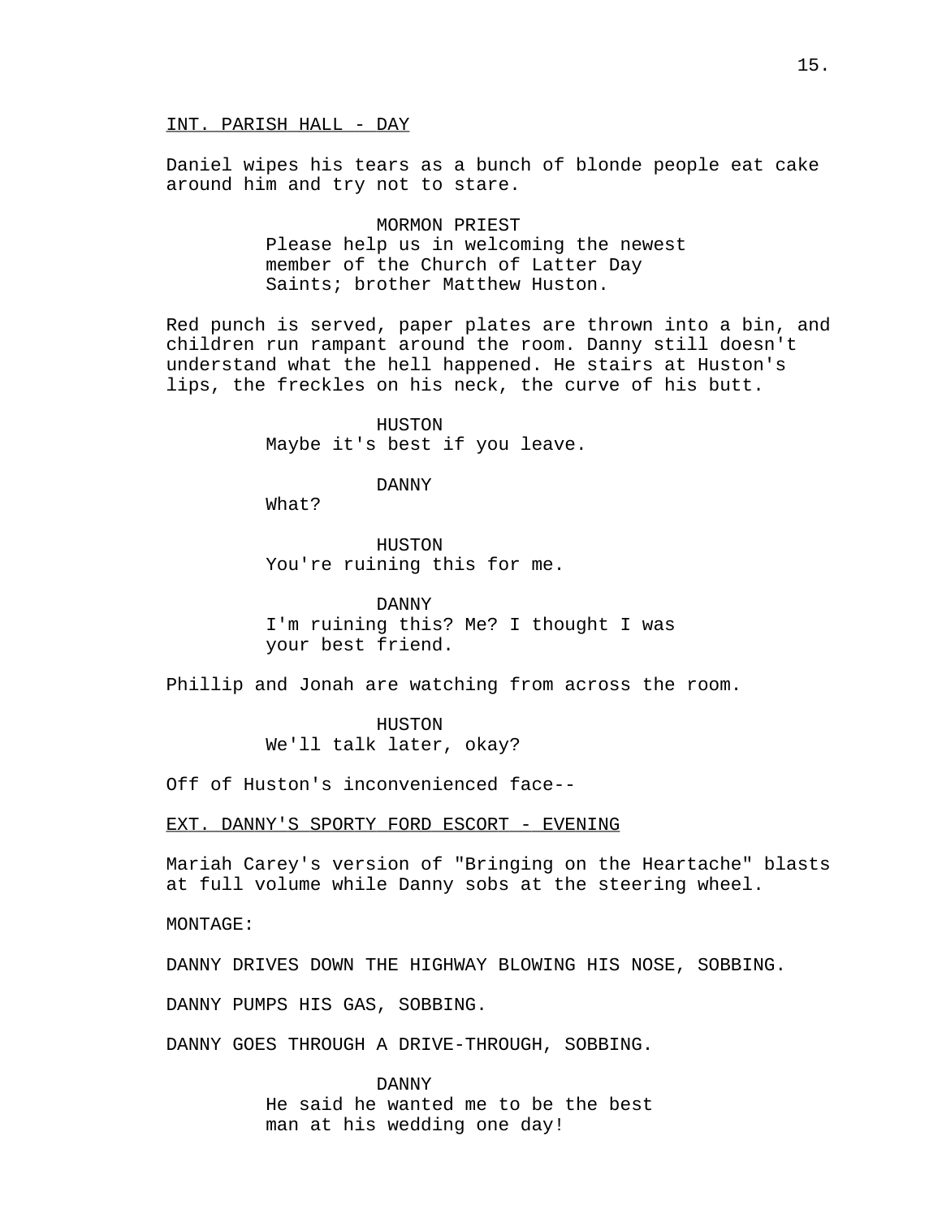INT. PARISH HALL - DAY

Daniel wipes his tears as a bunch of blonde people eat cake around him and try not to stare.

MORMON PRIEST
Please help us in welcoming the newest member of the Church of Latter Day Saints; brother Matthew Huston.

Red punch is served, paper plates are thrown into a bin, and children run rampant around the room. Danny still doesn't understand what the hell happened. He stairs at Huston's lips, the freckles on his neck, the curve of his butt.

HUSTON
Maybe it's best if you leave.

DANNY
What?

HUSTON
You're ruining this for me.

DANNY
I'm ruining this? Me? I thought I was your best friend.

Phillip and Jonah are watching from across the room.

HUSTON
We'll talk later, okay?

Off of Huston's inconvenienced face--

EXT. DANNY'S SPORTY FORD ESCORT - EVENING

Mariah Carey's version of "Bringing on the Heartache" blasts at full volume while Danny sobs at the steering wheel.

MONTAGE:

DANNY DRIVES DOWN THE HIGHWAY BLOWING HIS NOSE, SOBBING.

DANNY PUMPS HIS GAS, SOBBING.

DANNY GOES THROUGH A DRIVE-THROUGH, SOBBING.

DANNY
He said he wanted me to be the best man at his wedding one day!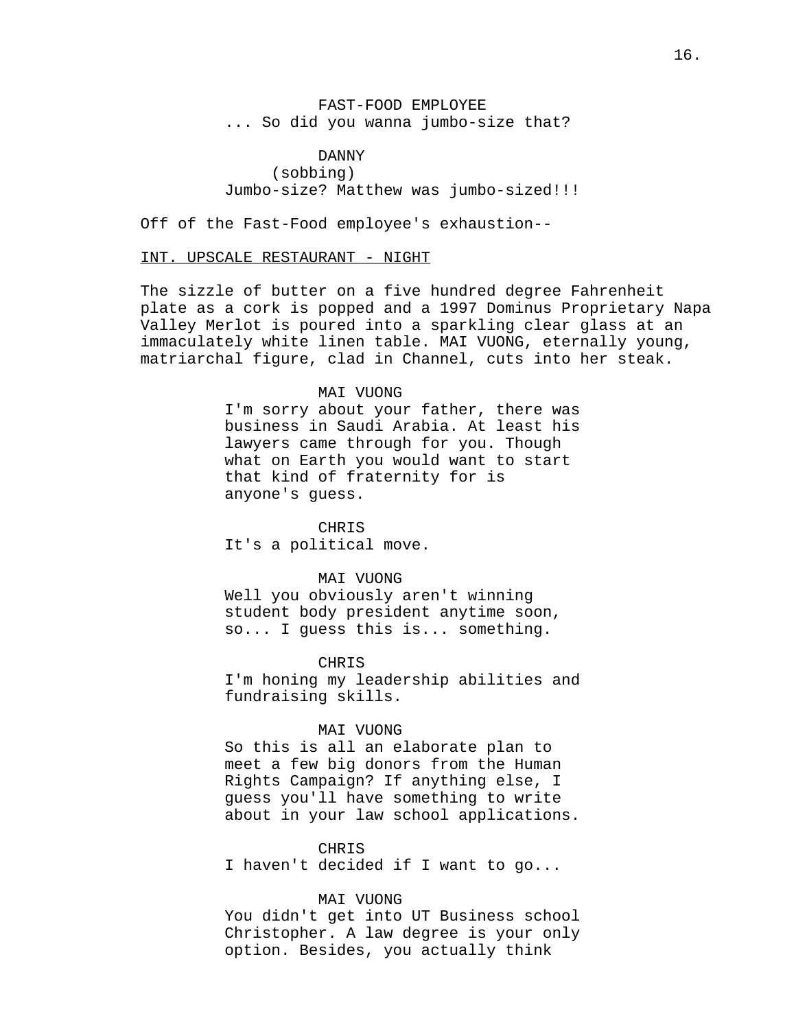FAST-FOOD EMPLOYEE
... So did you wanna jumbo-size that?

DANNY
(sobbing)
Jumbo-size? Matthew was jumbo-sized!!!

Off of the Fast-Food employee's exhaustion--

INT. UPSCALE RESTAURANT - NIGHT

The sizzle of butter on a five hundred degree Fahrenheit plate as a cork is popped and a 1997 Dominus Proprietary Napa Valley Merlot is poured into a sparkling clear glass at an immaculately white linen table. MAI VUONG, eternally young, matriarchal figure, clad in Channel, cuts into her steak.

MAI VUONG
I'm sorry about your father, there was business in Saudi Arabia. At least his lawyers came through for you. Though what on Earth you would want to start that kind of fraternity for is anyone's guess.

CHRIS
It's a political move.

MAI VUONG
Well you obviously aren't winning student body president anytime soon, so... I guess this is... something.

CHRIS
I'm honing my leadership abilities and fundraising skills.

MAI VUONG
So this is all an elaborate plan to meet a few big donors from the Human Rights Campaign? If anything else, I guess you'll have something to write about in your law school applications.

CHRIS
I haven't decided if I want to go...

MAI VUONG
You didn't get into UT Business school Christopher. A law degree is your only option. Besides, you actually think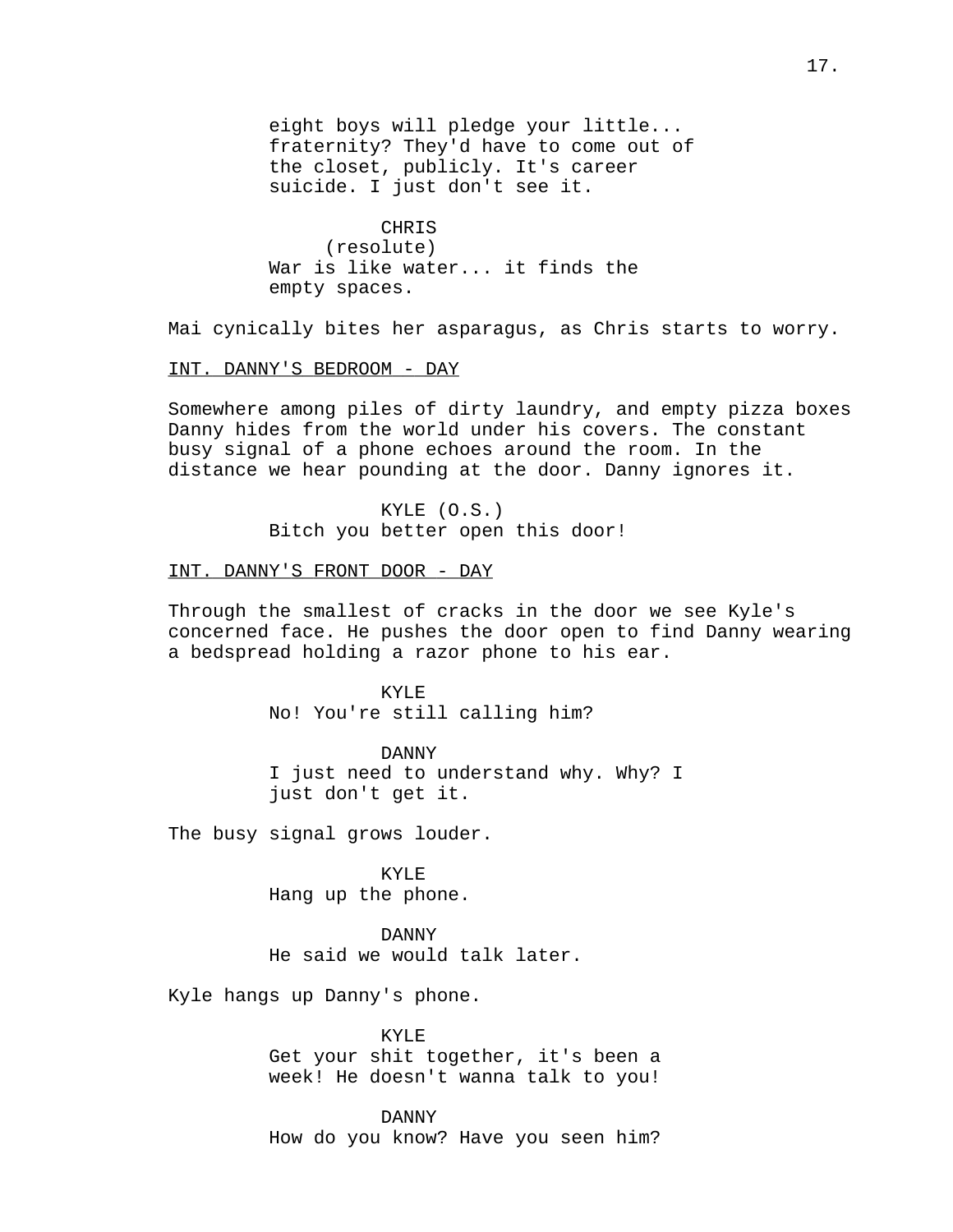eight boys will pledge your little... fraternity? They'd have to come out of the closet, publicly. It's career suicide. I just don't see it.

CHRIS
(resolute)
War is like water... it finds the empty spaces.

Mai cynically bites her asparagus, as Chris starts to worry.

INT. DANNY'S BEDROOM - DAY

Somewhere among piles of dirty laundry, and empty pizza boxes Danny hides from the world under his covers. The constant busy signal of a phone echoes around the room. In the distance we hear pounding at the door. Danny ignores it.

KYLE (O.S.)
Bitch you better open this door!

INT. DANNY'S FRONT DOOR - DAY

Through the smallest of cracks in the door we see Kyle's concerned face. He pushes the door open to find Danny wearing a bedspread holding a razor phone to his ear.

KYLE
No! You're still calling him?

DANNY
I just need to understand why. Why? I just don't get it.

The busy signal grows louder.

KYLE
Hang up the phone.

DANNY
He said we would talk later.

Kyle hangs up Danny's phone.

KYLE
Get your shit together, it's been a week! He doesn't wanna talk to you!

DANNY
How do you know? Have you seen him?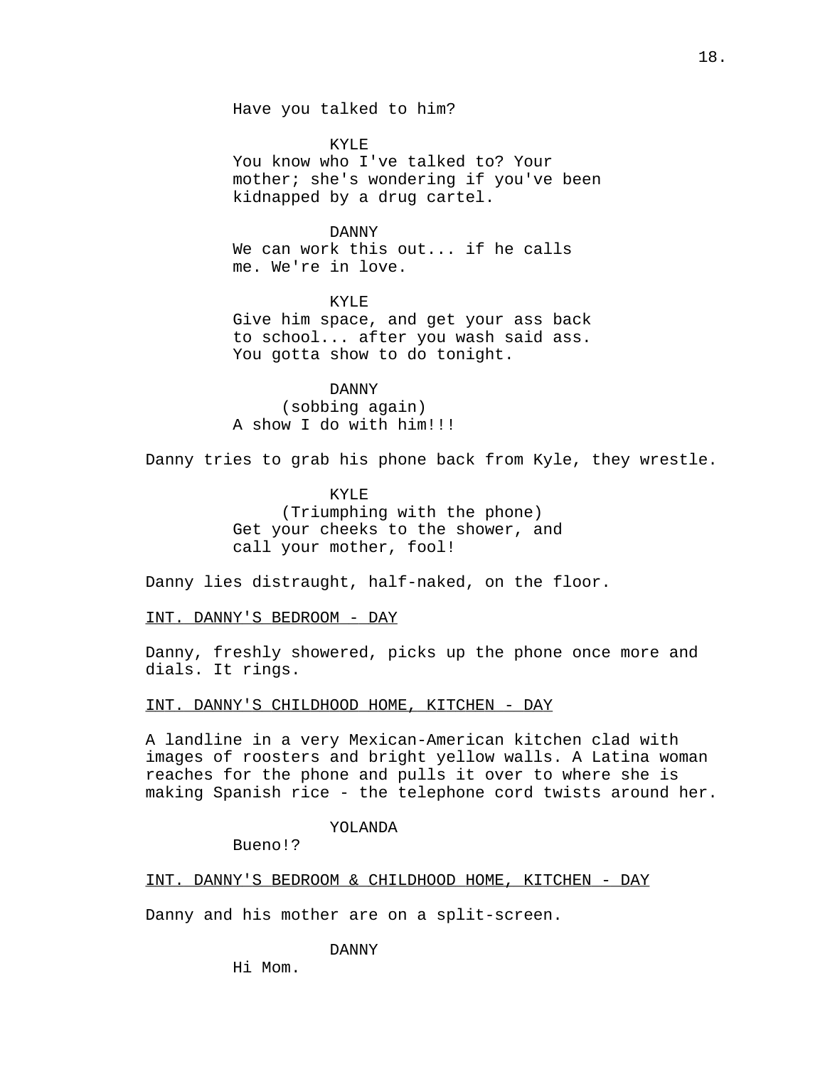Have you talked to him?

KYLE
You know who I've talked to? Your mother; she's wondering if you've been kidnapped by a drug cartel.

DANNY
We can work this out... if he calls me. We're in love.

KYLE
Give him space, and get your ass back to school... after you wash said ass. You gotta show to do tonight.

DANNY
(sobbing again)
A show I do with him!!!

Danny tries to grab his phone back from Kyle, they wrestle.

KYLE
(Triumphing with the phone)
Get your cheeks to the shower, and call your mother, fool!

Danny lies distraught, half-naked, on the floor.

INT. DANNY'S BEDROOM - DAY

Danny, freshly showered, picks up the phone once more and dials. It rings.

INT. DANNY'S CHILDHOOD HOME, KITCHEN - DAY

A landline in a very Mexican-American kitchen clad with images of roosters and bright yellow walls. A Latina woman reaches for the phone and pulls it over to where she is making Spanish rice - the telephone cord twists around her.

YOLANDA
Bueno!?

INT. DANNY'S BEDROOM & CHILDHOOD HOME, KITCHEN - DAY

Danny and his mother are on a split-screen.

DANNY
Hi Mom.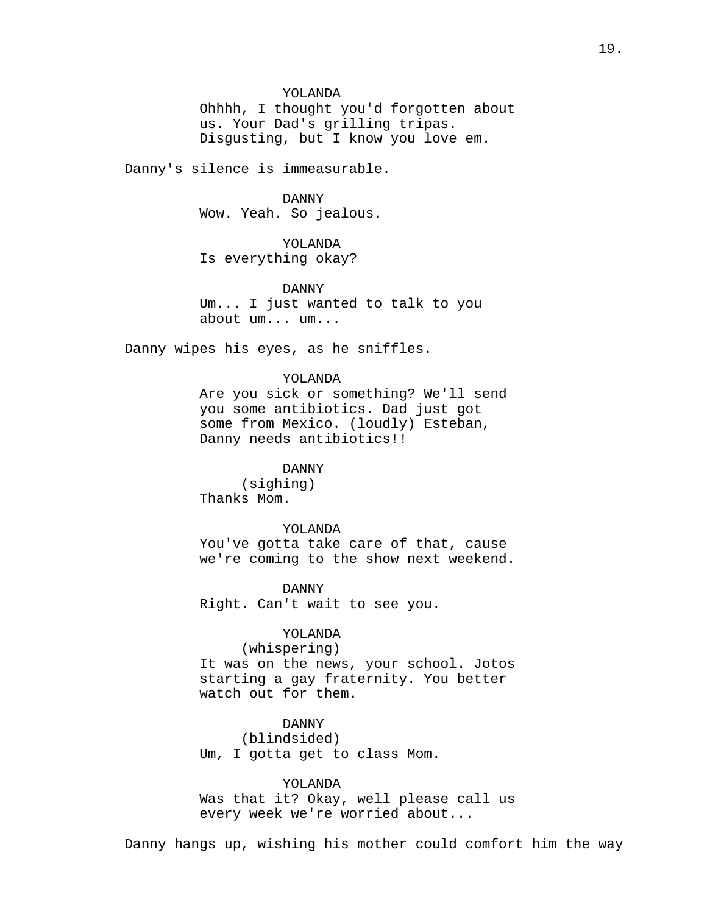YOLANDA
Ohhhh, I thought you'd forgotten about us. Your Dad's grilling tripas. Disgusting, but I know you love em.

Danny's silence is immeasurable.

DANNY
Wow. Yeah. So jealous.

YOLANDA
Is everything okay?

DANNY
Um... I just wanted to talk to you about um... um...

Danny wipes his eyes, as he sniffles.

YOLANDA
Are you sick or something? We'll send you some antibiotics. Dad just got some from Mexico. (loudly) Esteban, Danny needs antibiotics!!

DANNY
(sighing)
Thanks Mom.

YOLANDA
You've gotta take care of that, cause we're coming to the show next weekend.

DANNY
Right. Can't wait to see you.

YOLANDA
(whispering)
It was on the news, your school. Jotos starting a gay fraternity. You better watch out for them.

DANNY
(blindsided)
Um, I gotta get to class Mom.

YOLANDA
Was that it? Okay, well please call us every week we're worried about...

Danny hangs up, wishing his mother could comfort him the way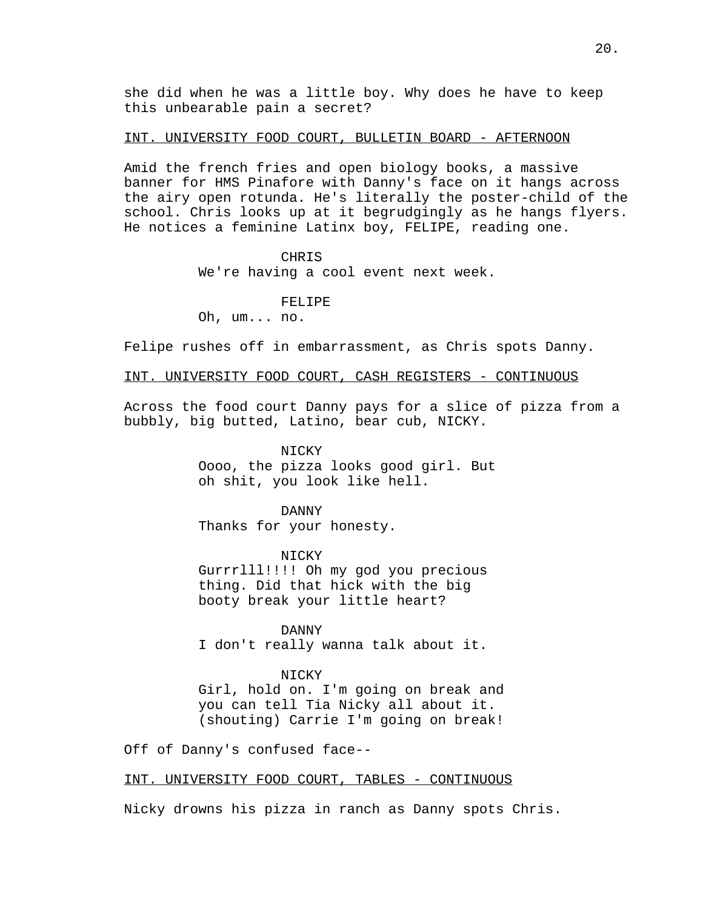she did when he was a little boy. Why does he have to keep this unbearable pain a secret?

INT. UNIVERSITY FOOD COURT, BULLETIN BOARD - AFTERNOON

Amid the french fries and open biology books, a massive banner for HMS Pinafore with Danny's face on it hangs across the airy open rotunda. He's literally the poster-child of the school. Chris looks up at it begrudgingly as he hangs flyers. He notices a feminine Latinx boy, FELIPE, reading one.

CHRIS
We're having a cool event next week.

FELIPE
Oh, um... no.

Felipe rushes off in embarrassment, as Chris spots Danny.

INT. UNIVERSITY FOOD COURT, CASH REGISTERS - CONTINUOUS

Across the food court Danny pays for a slice of pizza from a bubbly, big butted, Latino, bear cub, NICKY.

NICKY
Oooo, the pizza looks good girl. But oh shit, you look like hell.

DANNY
Thanks for your honesty.

NICKY
Gurrrlll!!!! Oh my god you precious thing. Did that hick with the big booty break your little heart?

DANNY
I don't really wanna talk about it.

NICKY
Girl, hold on. I'm going on break and you can tell Tia Nicky all about it. (shouting) Carrie I'm going on break!

Off of Danny's confused face--

INT. UNIVERSITY FOOD COURT, TABLES - CONTINUOUS

Nicky drowns his pizza in ranch as Danny spots Chris.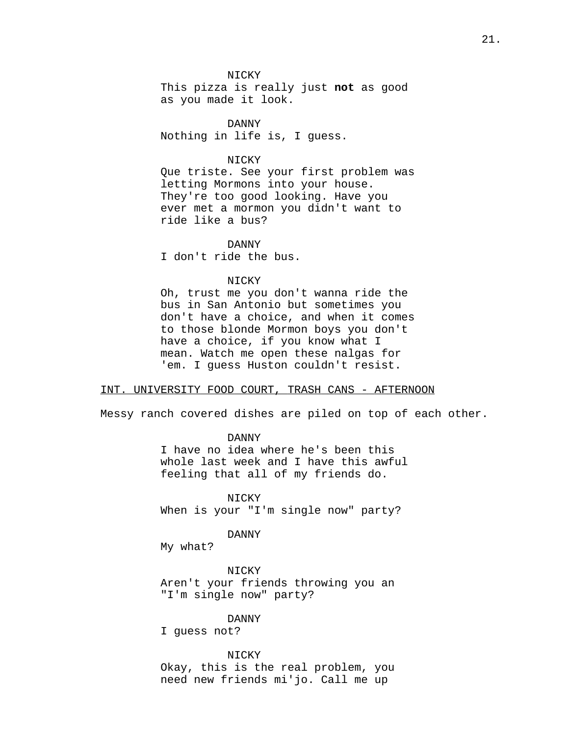NICKY
This pizza is really just **not** as good as you made it look.

DANNY
Nothing in life is, I guess.

NICKY
Que triste. See your first problem was letting Mormons into your house. They're too good looking. Have you ever met a mormon you didn't want to ride like a bus?

DANNY
I don't ride the bus.

NICKY
Oh, trust me you don't wanna ride the bus in San Antonio but sometimes you don't have a choice, and when it comes to those blonde Mormon boys you don't have a choice, if you know what I mean. Watch me open these nalgas for 'em. I guess Huston couldn't resist.

INT. UNIVERSITY FOOD COURT, TRASH CANS - AFTERNOON

Messy ranch covered dishes are piled on top of each other.

DANNY
I have no idea where he's been this whole last week and I have this awful feeling that all of my friends do.

NICKY
When is your "I'm single now" party?

DANNY
My what?

NICKY
Aren't your friends throwing you an "I'm single now" party?

DANNY
I guess not?

NICKY
Okay, this is the real problem, you need new friends mi'jo. Call me up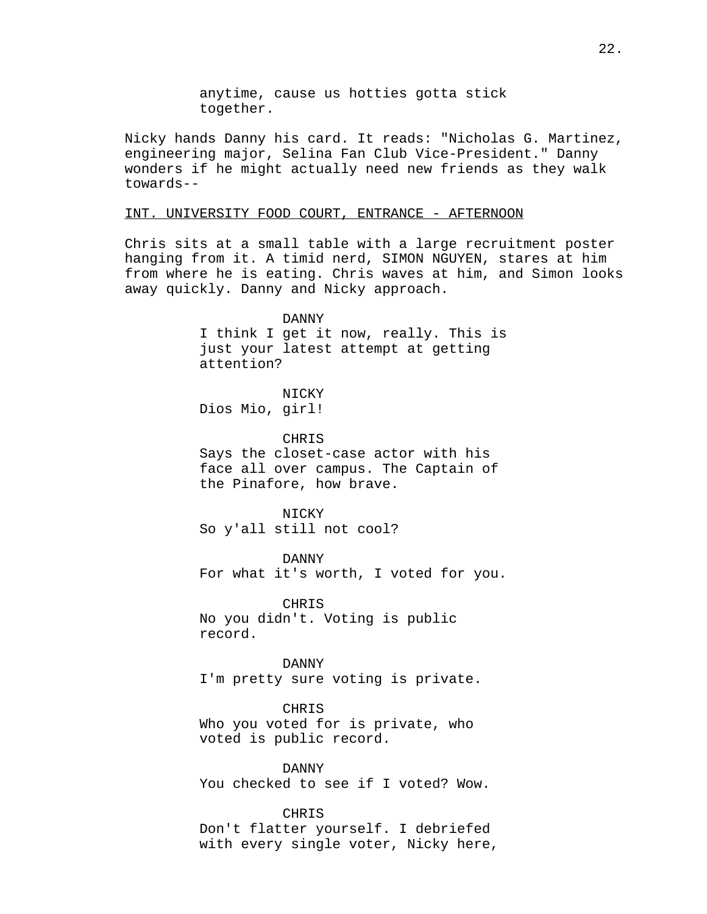anytime, cause us hotties gotta stick together.

Nicky hands Danny his card. It reads: "Nicholas G. Martinez, engineering major, Selina Fan Club Vice-President." Danny wonders if he might actually need new friends as they walk towards--

INT. UNIVERSITY FOOD COURT, ENTRANCE - AFTERNOON

Chris sits at a small table with a large recruitment poster hanging from it. A timid nerd, SIMON NGUYEN, stares at him from where he is eating. Chris waves at him, and Simon looks away quickly. Danny and Nicky approach.

DANNY
I think I get it now, really. This is just your latest attempt at getting attention?

NICKY
Dios Mio, girl!

CHRIS
Says the closet-case actor with his face all over campus. The Captain of the Pinafore, how brave.

NICKY
So y'all still not cool?

DANNY
For what it's worth, I voted for you.

CHRIS
No you didn't. Voting is public record.

DANNY
I'm pretty sure voting is private.

CHRIS
Who you voted for is private, who voted is public record.

DANNY
You checked to see if I voted? Wow.

CHRIS
Don't flatter yourself. I debriefed with every single voter, Nicky here,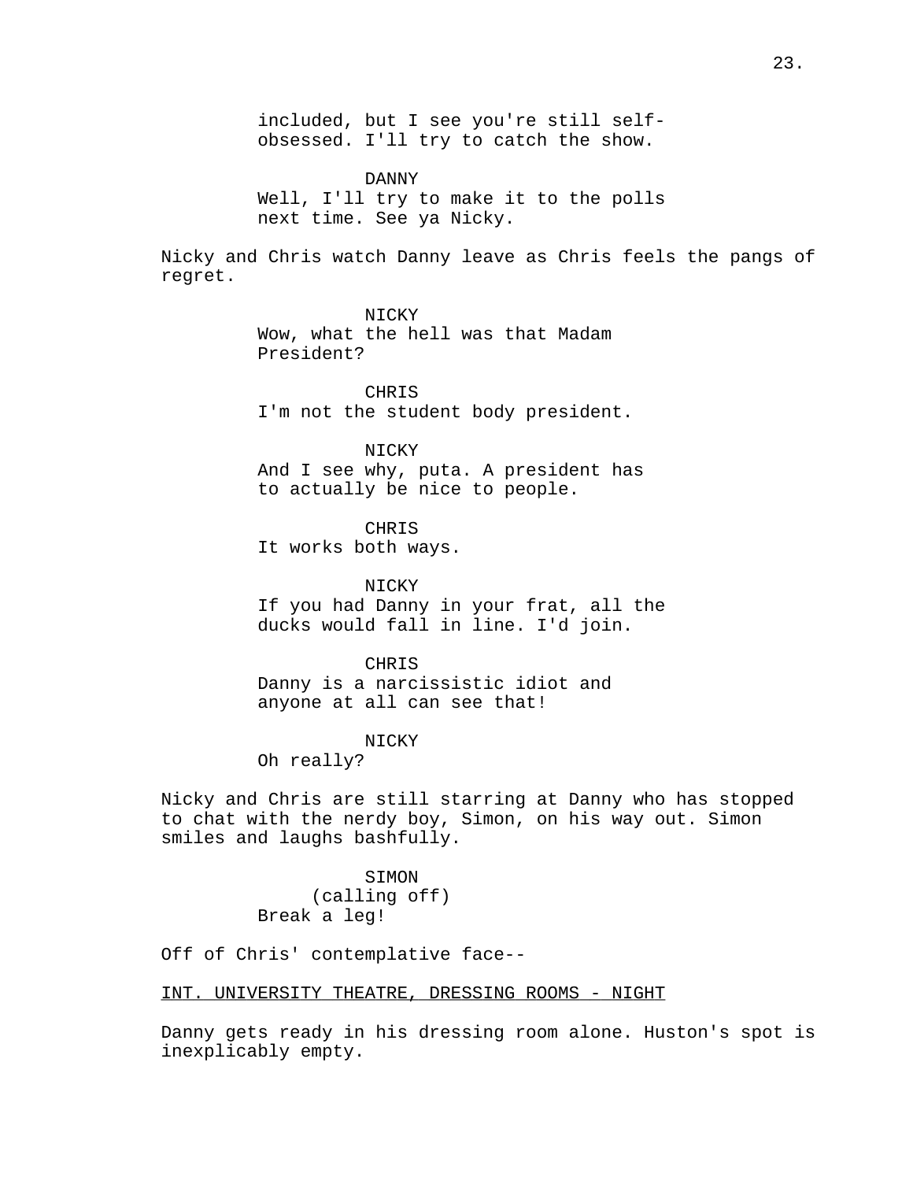included, but I see you're still self-obsessed. I'll try to catch the show.

DANNY
Well, I'll try to make it to the polls next time. See ya Nicky.

Nicky and Chris watch Danny leave as Chris feels the pangs of regret.

NICKY
Wow, what the hell was that Madam President?

CHRIS
I'm not the student body president.

NICKY
And I see why, puta. A president has to actually be nice to people.

CHRIS
It works both ways.

NICKY
If you had Danny in your frat, all the ducks would fall in line. I'd join.

CHRIS
Danny is a narcissistic idiot and anyone at all can see that!

NICKY
Oh really?

Nicky and Chris are still starring at Danny who has stopped to chat with the nerdy boy, Simon, on his way out. Simon smiles and laughs bashfully.

SIMON
(calling off)
Break a leg!

Off of Chris' contemplative face--

<u>INT. UNIVERSITY THEATRE, DRESSING ROOMS - NIGHT</u>

Danny gets ready in his dressing room alone. Huston's spot is inexplicably empty.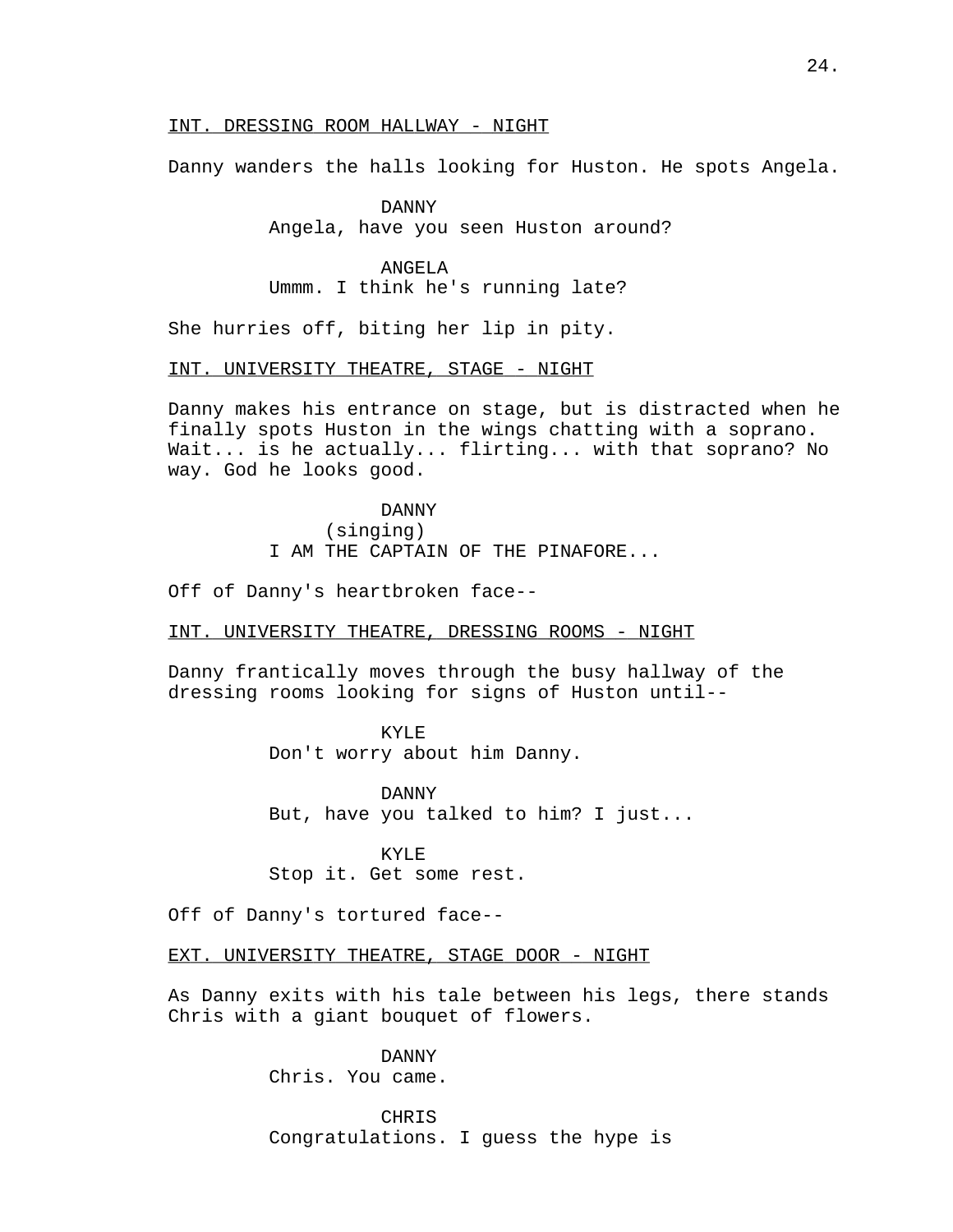INT. DRESSING ROOM HALLWAY - NIGHT

Danny wanders the halls looking for Huston. He spots Angela.

DANNY
Angela, have you seen Huston around?

ANGELA
Ummm. I think he's running late?

She hurries off, biting her lip in pity.

INT. UNIVERSITY THEATRE, STAGE - NIGHT

Danny makes his entrance on stage, but is distracted when he finally spots Huston in the wings chatting with a soprano. Wait... is he actually... flirting... with that soprano? No way. God he looks good.

DANNY
(singing)
I AM THE CAPTAIN OF THE PINAFORE...

Off of Danny's heartbroken face--

INT. UNIVERSITY THEATRE, DRESSING ROOMS - NIGHT

Danny frantically moves through the busy hallway of the dressing rooms looking for signs of Huston until--

KYLE
Don't worry about him Danny.

DANNY
But, have you talked to him? I just...

KYLE
Stop it. Get some rest.

Off of Danny's tortured face--

EXT. UNIVERSITY THEATRE, STAGE DOOR - NIGHT

As Danny exits with his tale between his legs, there stands Chris with a giant bouquet of flowers.

DANNY
Chris. You came.

CHRIS
Congratulations. I guess the hype is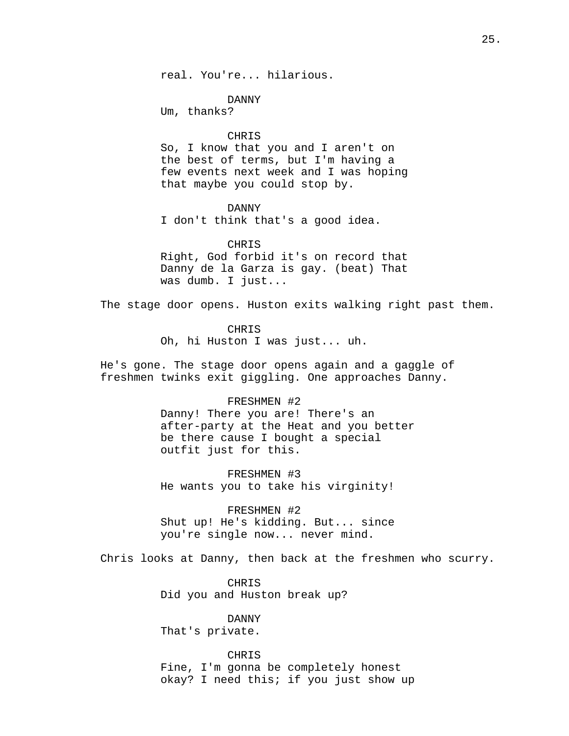real. You're... hilarious.

DANNY
Um, thanks?

CHRIS
So, I know that you and I aren't on the best of terms, but I'm having a few events next week and I was hoping that maybe you could stop by.

DANNY
I don't think that's a good idea.

CHRIS
Right, God forbid it's on record that Danny de la Garza is gay. (beat) That was dumb. I just...

The stage door opens. Huston exits walking right past them.

CHRIS
Oh, hi Huston I was just... uh.

He's gone. The stage door opens again and a gaggle of freshmen twinks exit giggling. One approaches Danny.

FRESHMEN #2
Danny! There you are! There's an after-party at the Heat and you better be there cause I bought a special outfit just for this.

FRESHMEN #3
He wants you to take his virginity!

FRESHMEN #2
Shut up! He's kidding. But... since you're single now... never mind.

Chris looks at Danny, then back at the freshmen who scurry.

CHRIS
Did you and Huston break up?

DANNY
That's private.

CHRIS
Fine, I'm gonna be completely honest okay? I need this; if you just show up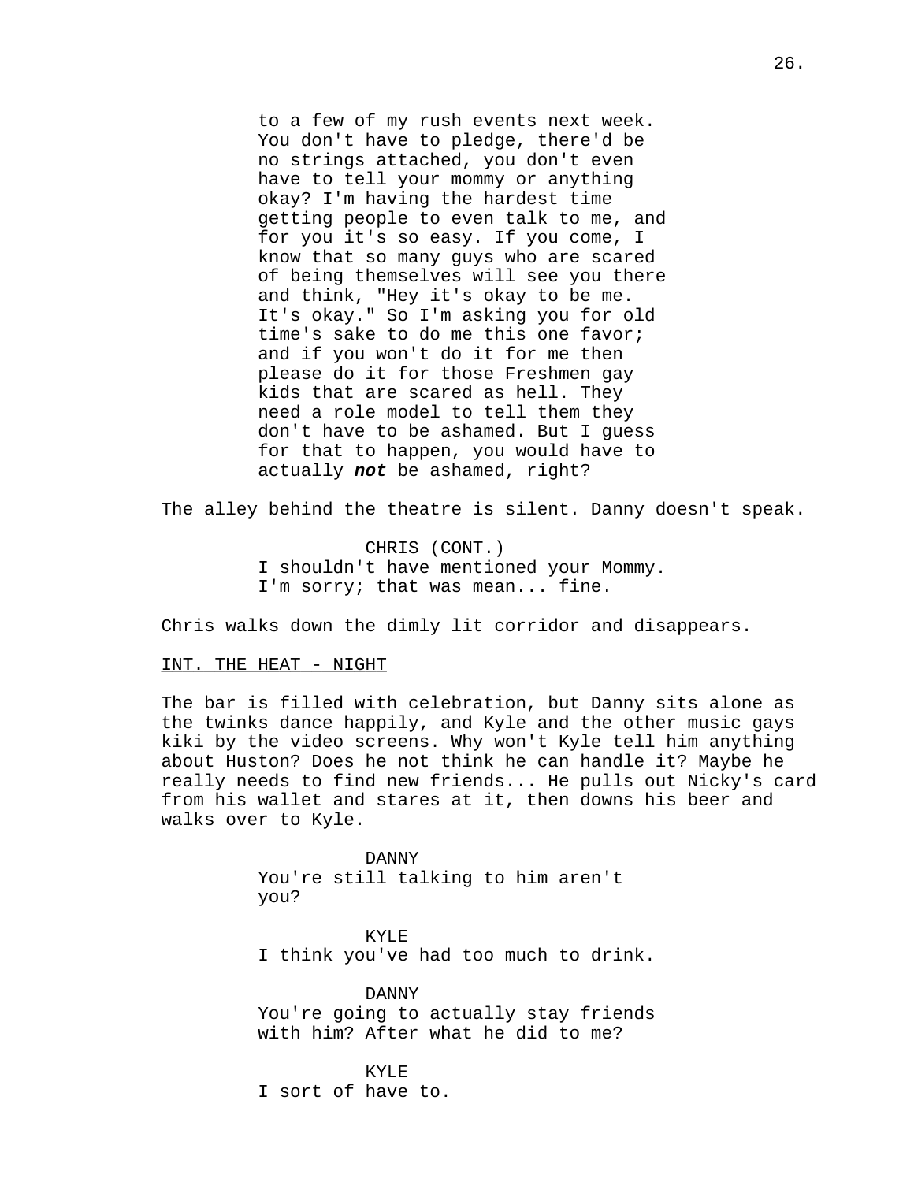to a few of my rush events next week. You don't have to pledge, there'd be no strings attached, you don't even have to tell your mommy or anything okay? I'm having the hardest time getting people to even talk to me, and for you it's so easy. If you come, I know that so many guys who are scared of being themselves will see you there and think, "Hey it's okay to be me. It's okay." So I'm asking you for old time's sake to do me this one favor; and if you won't do it for me then please do it for those Freshmen gay kids that are scared as hell. They need a role model to tell them they don't have to be ashamed. But I guess for that to happen, you would have to actually ***not*** be ashamed, right?

The alley behind the theatre is silent. Danny doesn't speak.

CHRIS (CONT.)
I shouldn't have mentioned your Mommy. I'm sorry; that was mean... fine.

Chris walks down the dimly lit corridor and disappears.

INT. THE HEAT - NIGHT

The bar is filled with celebration, but Danny sits alone as the twinks dance happily, and Kyle and the other music gays kiki by the video screens. Why won't Kyle tell him anything about Huston? Does he not think he can handle it? Maybe he really needs to find new friends... He pulls out Nicky's card from his wallet and stares at it, then downs his beer and walks over to Kyle.

DANNY
You're still talking to him aren't you?

KYLE
I think you've had too much to drink.

DANNY
You're going to actually stay friends with him? After what he did to me?

KYLE
I sort of have to.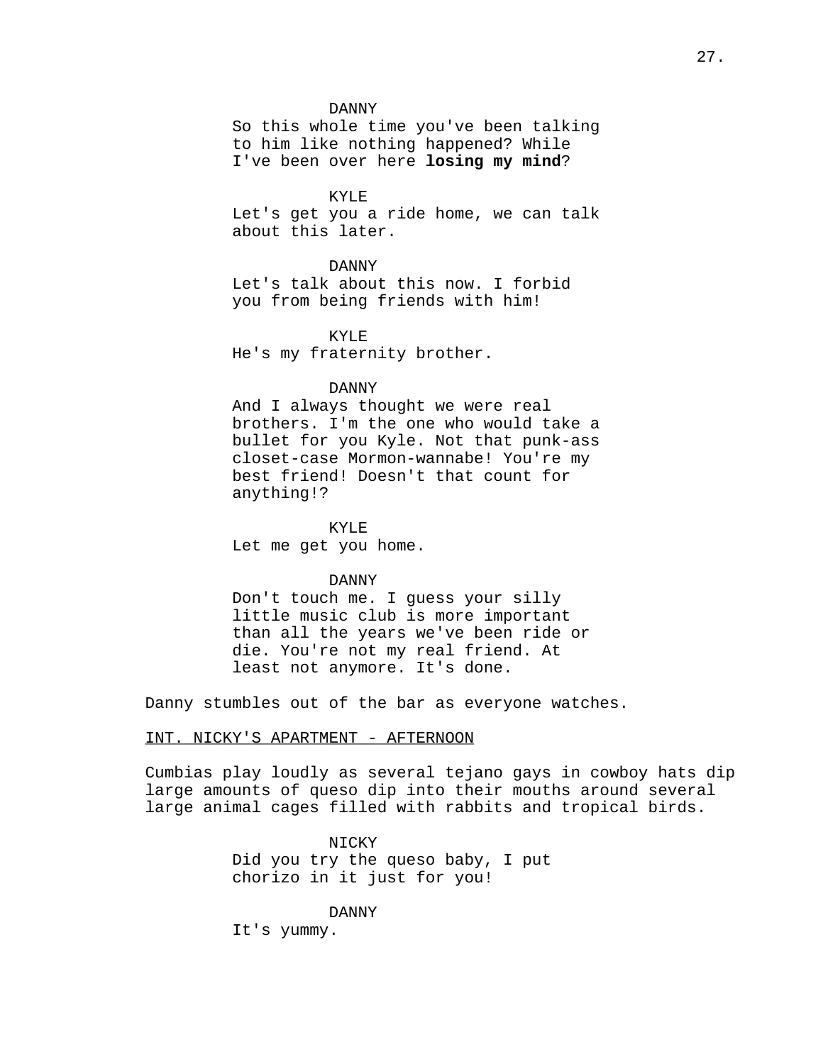DANNY
So this whole time you've been talking to him like nothing happened? While I've been over here **losing my mind**?

KYLE
Let's get you a ride home, we can talk about this later.

DANNY
Let's talk about this now. I forbid you from being friends with him!

KYLE
He's my fraternity brother.

DANNY
And I always thought we were real brothers. I'm the one who would take a bullet for you Kyle. Not that punk-ass closet-case Mormon-wannabe! You're my best friend! Doesn't that count for anything!?

KYLE
Let me get you home.

DANNY
Don't touch me. I guess your silly little music club is more important than all the years we've been ride or die. You're not my real friend. At least not anymore. It's done.

Danny stumbles out of the bar as everyone watches.

<u>INT. NICKY'S APARTMENT - AFTERNOON</u>

Cumbias play loudly as several tejano gays in cowboy hats dip large amounts of queso dip into their mouths around several large animal cages filled with rabbits and tropical birds.

NICKY
Did you try the queso baby, I put chorizo in it just for you!

DANNY
It's yummy.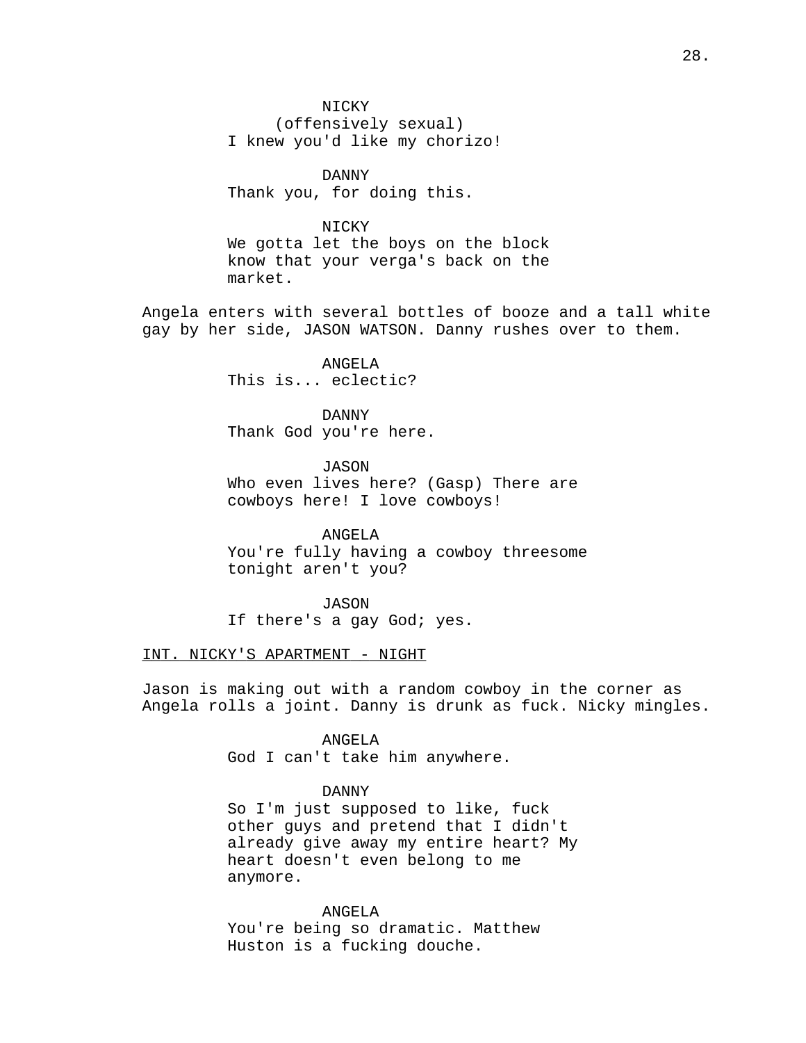NICKY
(offensively sexual)
I knew you'd like my chorizo!

DANNY
Thank you, for doing this.

NICKY
We gotta let the boys on the block know that your verga's back on the market.

Angela enters with several bottles of booze and a tall white gay by her side, JASON WATSON. Danny rushes over to them.

ANGELA
This is... eclectic?

DANNY
Thank God you're here.

JASON
Who even lives here? (Gasp) There are cowboys here! I love cowboys!

ANGELA
You're fully having a cowboy threesome tonight aren't you?

JASON
If there's a gay God; yes.

INT. NICKY'S APARTMENT - NIGHT

Jason is making out with a random cowboy in the corner as Angela rolls a joint. Danny is drunk as fuck. Nicky mingles.

ANGELA
God I can't take him anywhere.

DANNY
So I'm just supposed to like, fuck other guys and pretend that I didn't already give away my entire heart? My heart doesn't even belong to me anymore.

ANGELA
You're being so dramatic. Matthew Huston is a fucking douche.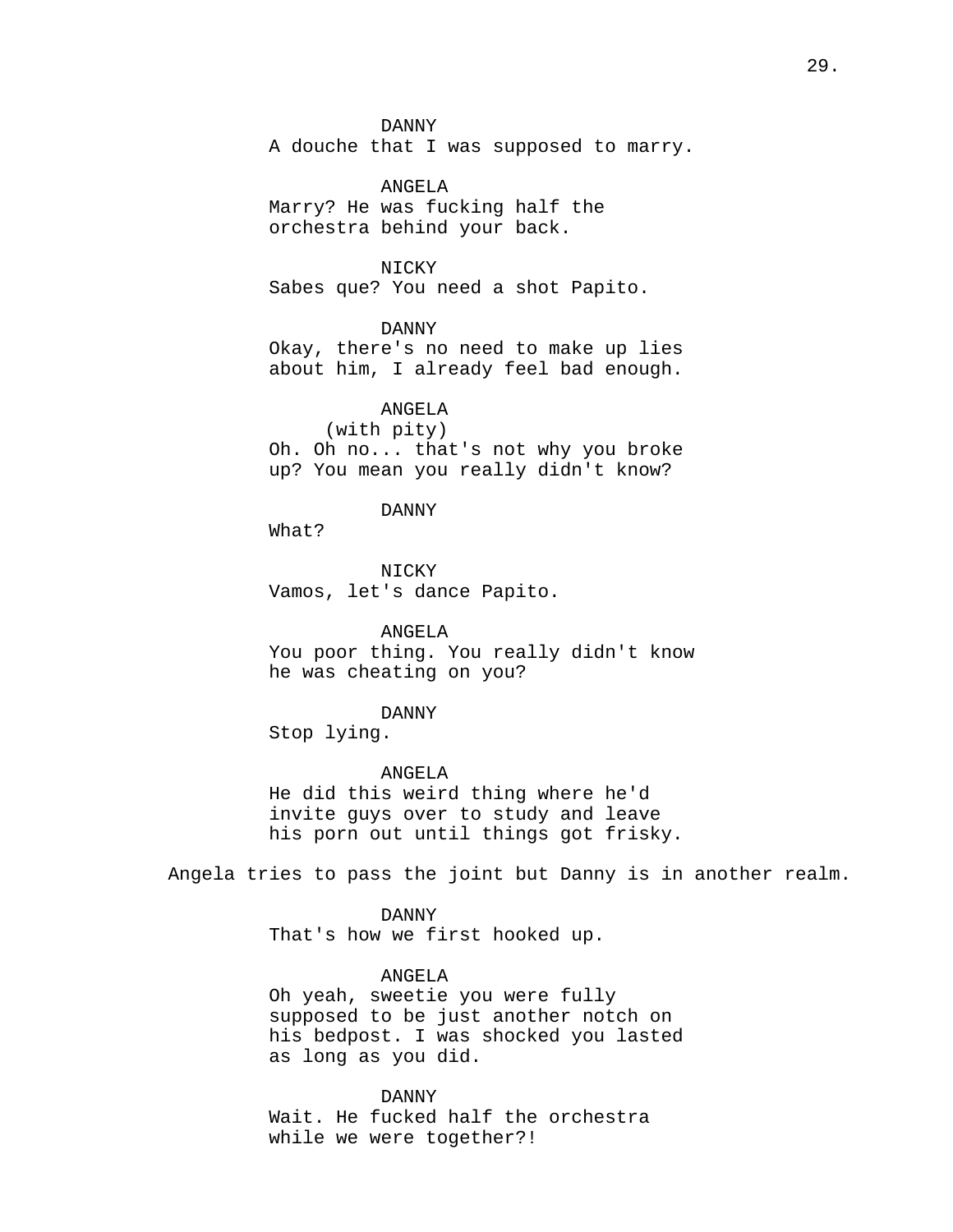DANNY
A douche that I was supposed to marry.

ANGELA
Marry? He was fucking half the orchestra behind your back.

NICKY
Sabes que? You need a shot Papito.

DANNY
Okay, there's no need to make up lies about him, I already feel bad enough.

ANGELA
(with pity)
Oh. Oh no... that's not why you broke up? You mean you really didn't know?

DANNY
What?

NICKY
Vamos, let's dance Papito.

ANGELA
You poor thing. You really didn't know he was cheating on you?

DANNY
Stop lying.

ANGELA
He did this weird thing where he'd invite guys over to study and leave his porn out until things got frisky.

Angela tries to pass the joint but Danny is in another realm.

DANNY
That's how we first hooked up.

ANGELA
Oh yeah, sweetie you were fully supposed to be just another notch on his bedpost. I was shocked you lasted as long as you did.

DANNY
Wait. He fucked half the orchestra while we were together?!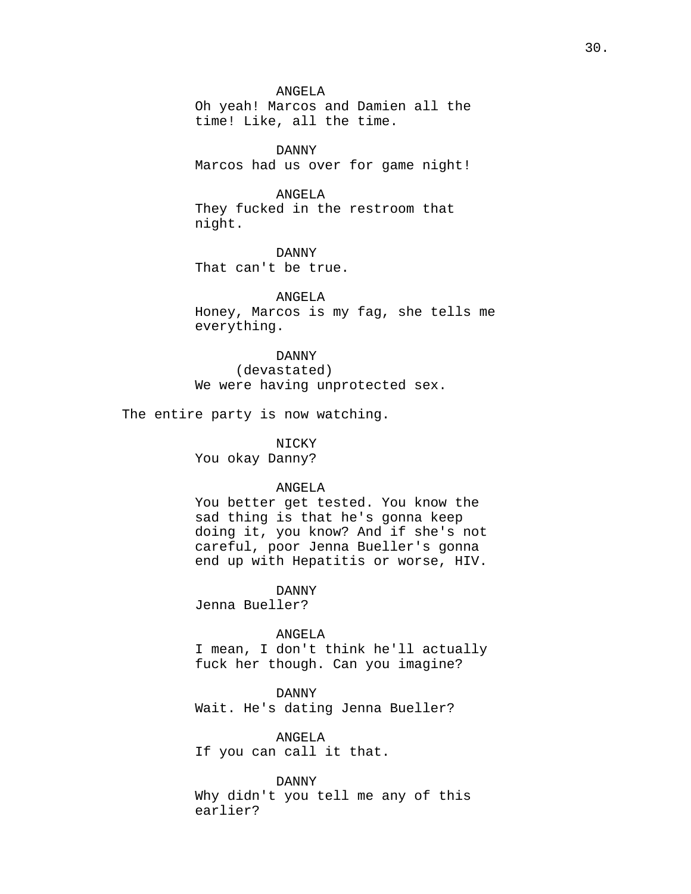ANGELA
Oh yeah! Marcos and Damien all the time! Like, all the time.

DANNY
Marcos had us over for game night!

ANGELA
They fucked in the restroom that night.

DANNY
That can't be true.

ANGELA
Honey, Marcos is my fag, she tells me everything.

DANNY
(devastated)
We were having unprotected sex.

The entire party is now watching.

NICKY
You okay Danny?

ANGELA
You better get tested. You know the sad thing is that he's gonna keep doing it, you know? And if she's not careful, poor Jenna Bueller's gonna end up with Hepatitis or worse, HIV.

DANNY
Jenna Bueller?

ANGELA
I mean, I don't think he'll actually fuck her though. Can you imagine?

DANNY
Wait. He's dating Jenna Bueller?

ANGELA
If you can call it that.

DANNY
Why didn't you tell me any of this earlier?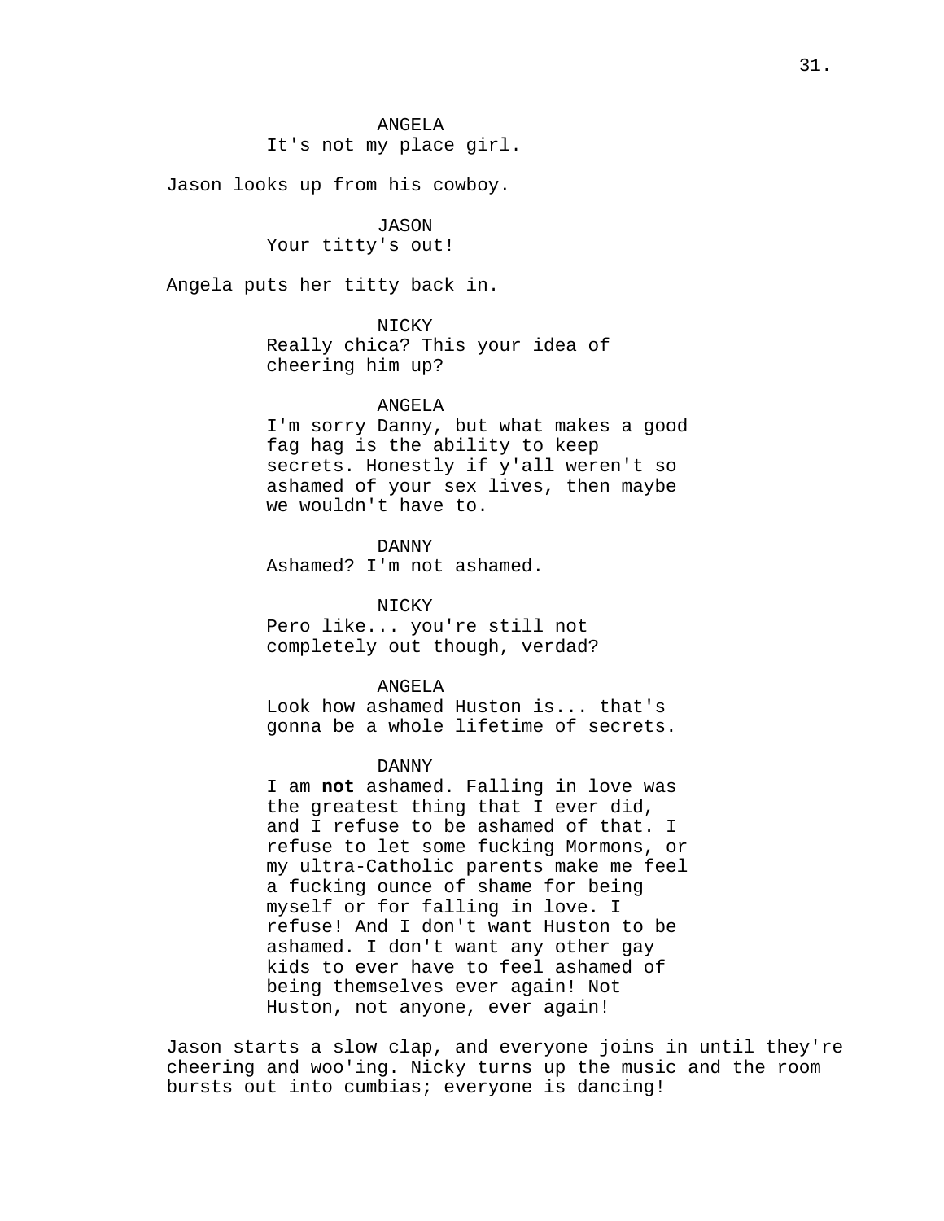ANGELA
It's not my place girl.

Jason looks up from his cowboy.

JASON
Your titty's out!

Angela puts her titty back in.

NICKY
Really chica? This your idea of cheering him up?

ANGELA
I'm sorry Danny, but what makes a good fag hag is the ability to keep secrets. Honestly if y'all weren't so ashamed of your sex lives, then maybe we wouldn't have to.

DANNY
Ashamed? I'm not ashamed.

NICKY
Pero like... you're still not completely out though, verdad?

ANGELA
Look how ashamed Huston is... that's gonna be a whole lifetime of secrets.

DANNY
I am **not** ashamed. Falling in love was the greatest thing that I ever did, and I refuse to be ashamed of that. I refuse to let some fucking Mormons, or my ultra-Catholic parents make me feel a fucking ounce of shame for being myself or for falling in love. I refuse! And I don't want Huston to be ashamed. I don't want any other gay kids to ever have to feel ashamed of being themselves ever again! Not Huston, not anyone, ever again!

Jason starts a slow clap, and everyone joins in until they're cheering and woo'ing. Nicky turns up the music and the room bursts out into cumbias; everyone is dancing!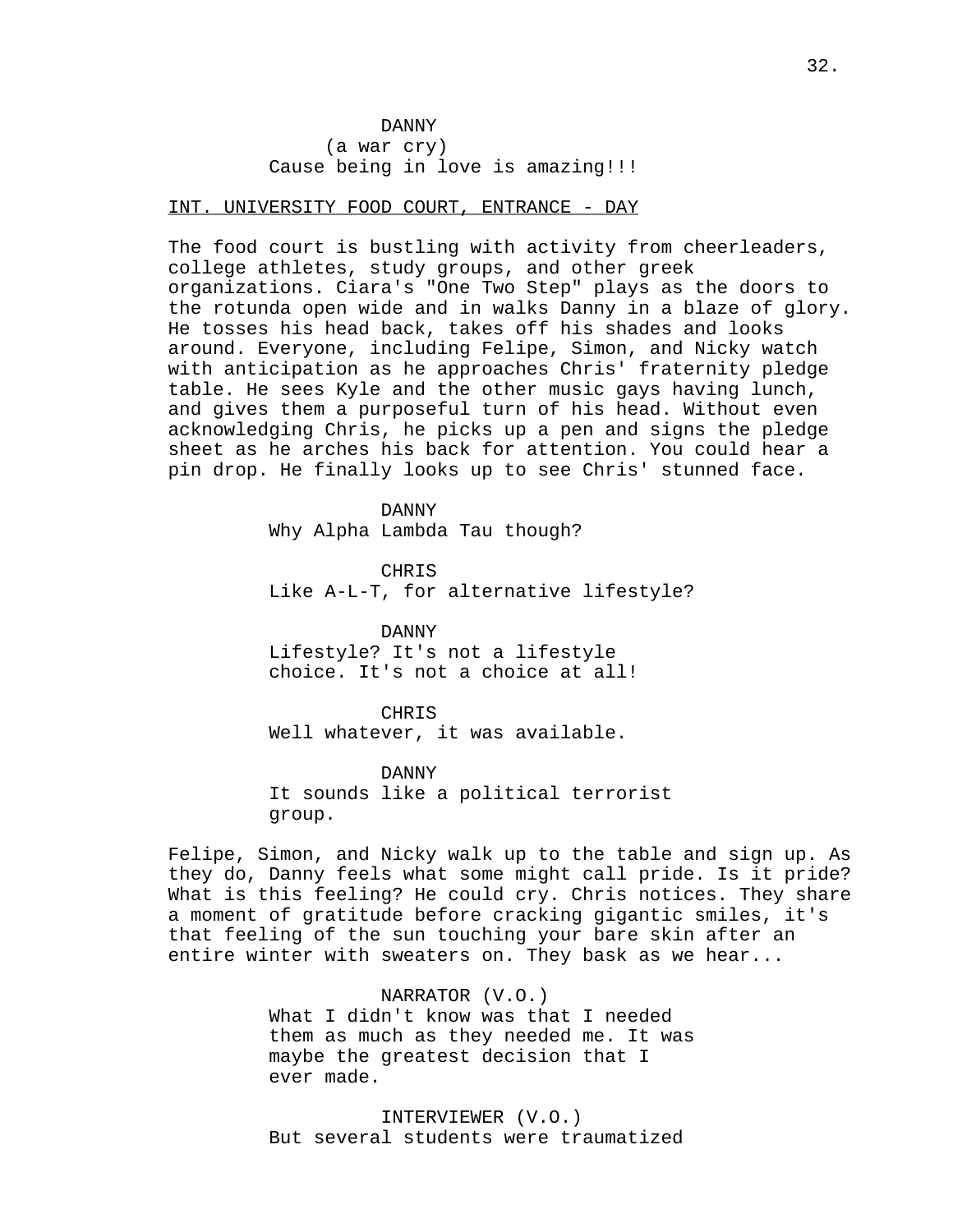DANNY
(a war cry)
Cause being in love is amazing!!!

INT. UNIVERSITY FOOD COURT, ENTRANCE - DAY

The food court is bustling with activity from cheerleaders, college athletes, study groups, and other greek organizations. Ciara's "One Two Step" plays as the doors to the rotunda open wide and in walks Danny in a blaze of glory. He tosses his head back, takes off his shades and looks around. Everyone, including Felipe, Simon, and Nicky watch with anticipation as he approaches Chris' fraternity pledge table. He sees Kyle and the other music gays having lunch, and gives them a purposeful turn of his head. Without even acknowledging Chris, he picks up a pen and signs the pledge sheet as he arches his back for attention. You could hear a pin drop. He finally looks up to see Chris' stunned face.

DANNY
Why Alpha Lambda Tau though?

CHRIS
Like A-L-T, for alternative lifestyle?

DANNY
Lifestyle? It's not a lifestyle choice. It's not a choice at all!

CHRIS
Well whatever, it was available.

DANNY
It sounds like a political terrorist group.

Felipe, Simon, and Nicky walk up to the table and sign up. As they do, Danny feels what some might call pride. Is it pride? What is this feeling? He could cry. Chris notices. They share a moment of gratitude before cracking gigantic smiles, it's that feeling of the sun touching your bare skin after an entire winter with sweaters on. They bask as we hear...

NARRATOR (V.O.)
What I didn't know was that I needed them as much as they needed me. It was maybe the greatest decision that I ever made.

INTERVIEWER (V.O.)
But several students were traumatized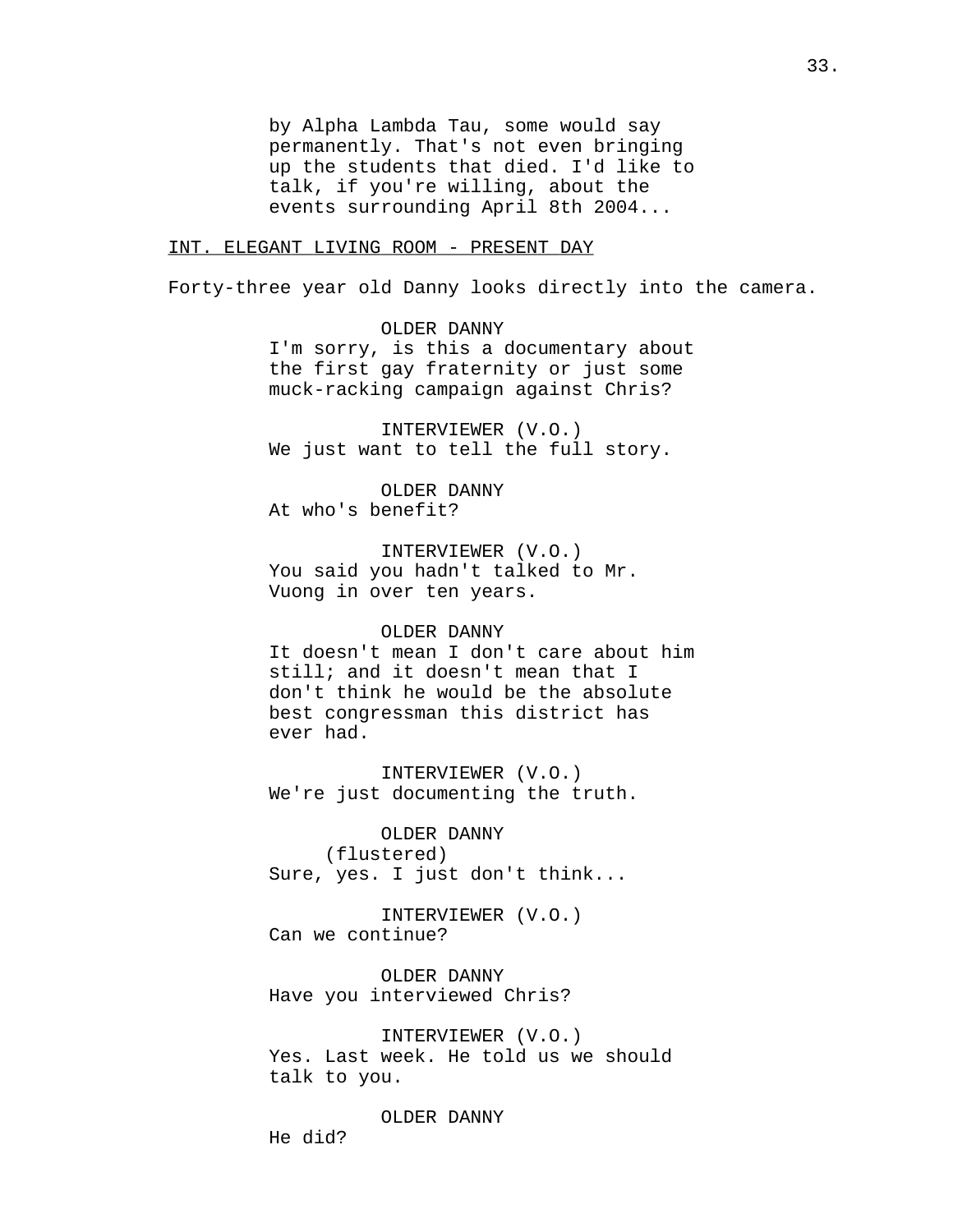by Alpha Lambda Tau, some would say permanently. That's not even bringing up the students that died. I'd like to talk, if you're willing, about the events surrounding April 8th 2004...

INT. ELEGANT LIVING ROOM - PRESENT DAY

Forty-three year old Danny looks directly into the camera.

OLDER DANNY
I'm sorry, is this a documentary about the first gay fraternity or just some muck-racking campaign against Chris?

INTERVIEWER (V.O.)
We just want to tell the full story.

OLDER DANNY
At who's benefit?

INTERVIEWER (V.O.)
You said you hadn't talked to Mr. Vuong in over ten years.

OLDER DANNY
It doesn't mean I don't care about him still; and it doesn't mean that I don't think he would be the absolute best congressman this district has ever had.

INTERVIEWER (V.O.)
We're just documenting the truth.

OLDER DANNY
(flustered)
Sure, yes. I just don't think...

INTERVIEWER (V.O.)
Can we continue?

OLDER DANNY
Have you interviewed Chris?

INTERVIEWER (V.O.)
Yes. Last week. He told us we should talk to you.

OLDER DANNY
He did?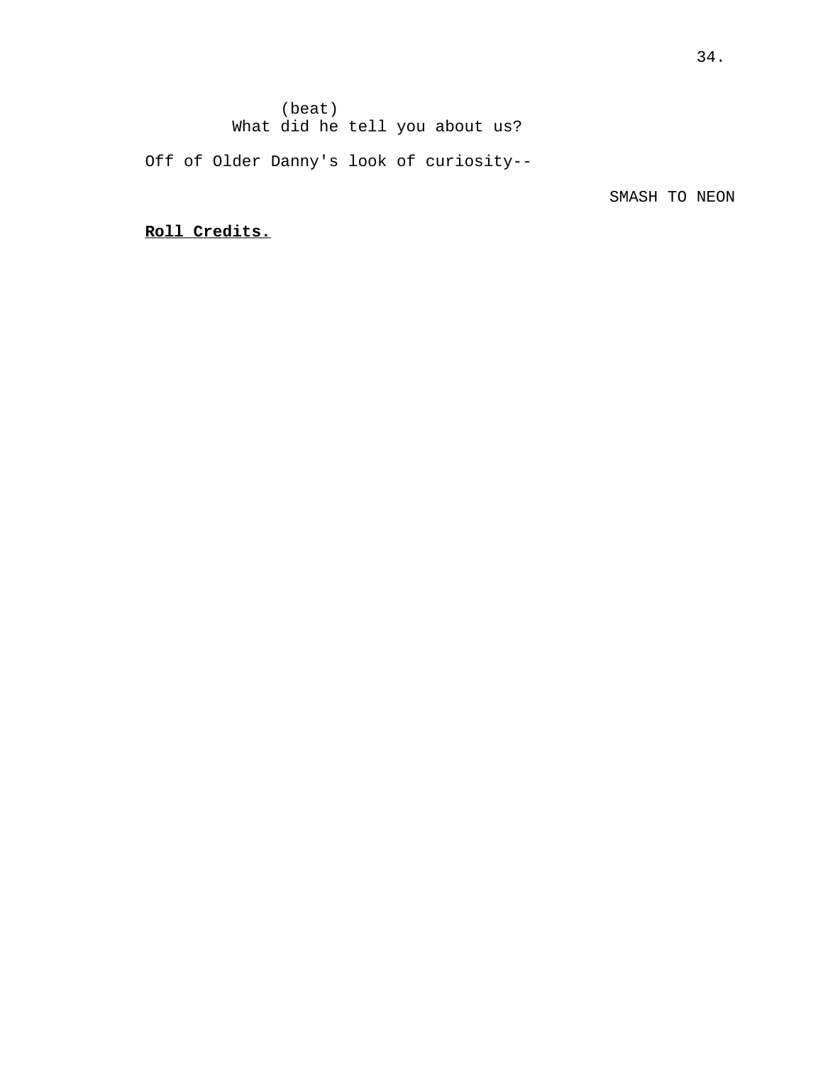(beat)
What did he tell you about us?

Off of Older Danny's look of curiosity--

SMASH TO NEON

**Roll Credits.**